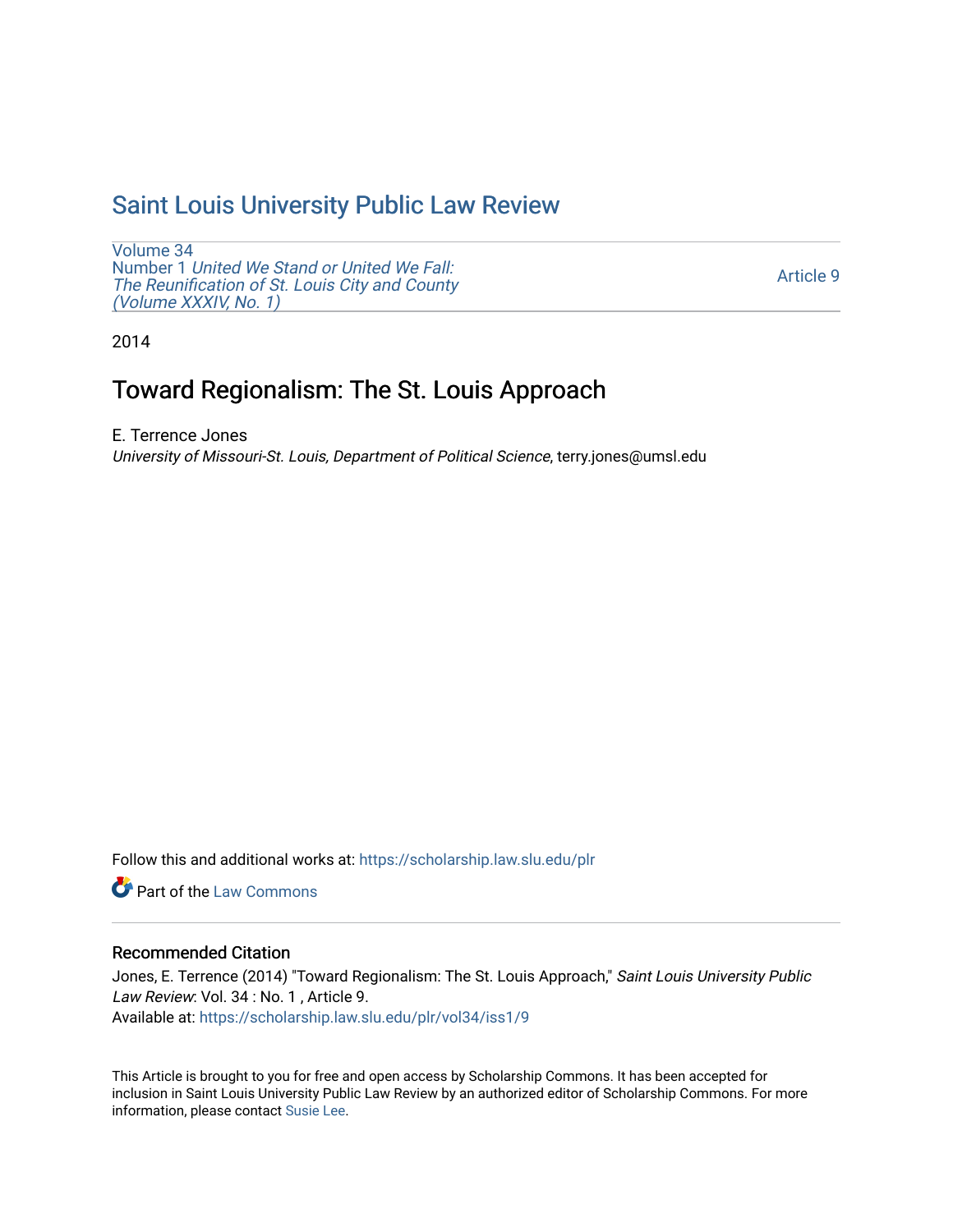# Saint Louis University Public Law Review

Volume 34
Number 1 *United We Stand or United We Fall: The Reunification of St. Louis City and County (Volume XXXIV, No. 1)*

Article 9

2014

## Toward Regionalism: The St. Louis Approach

E. Terrence Jones
*University of Missouri-St. Louis, Department of Political Science*, terry.jones@umsl.edu

Follow this and additional works at: https://scholarship.law.slu.edu/plr

Part of the Law Commons

### Recommended Citation

Jones, E. Terrence (2014) "Toward Regionalism: The St. Louis Approach," *Saint Louis University Public Law Review*: Vol. 34 : No. 1 , Article 9.
Available at: https://scholarship.law.slu.edu/plr/vol34/iss1/9

This Article is brought to you for free and open access by Scholarship Commons. It has been accepted for inclusion in Saint Louis University Public Law Review by an authorized editor of Scholarship Commons. For more information, please contact Susie Lee.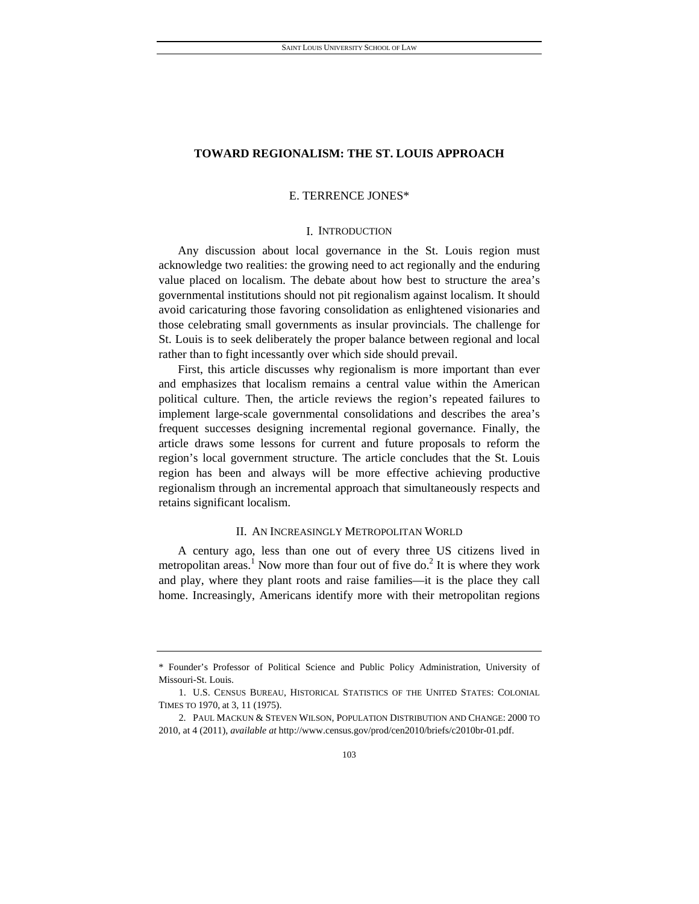# TOWARD REGIONALISM: THE ST. LOUIS APPROACH

E. TERRENCE JONES*

## I. INTRODUCTION

Any discussion about local governance in the St. Louis region must acknowledge two realities: the growing need to act regionally and the enduring value placed on localism. The debate about how best to structure the area's governmental institutions should not pit regionalism against localism. It should avoid caricaturing those favoring consolidation as enlightened visionaries and those celebrating small governments as insular provincials. The challenge for St. Louis is to seek deliberately the proper balance between regional and local rather than to fight incessantly over which side should prevail.

First, this article discusses why regionalism is more important than ever and emphasizes that localism remains a central value within the American political culture. Then, the article reviews the region's repeated failures to implement large-scale governmental consolidations and describes the area's frequent successes designing incremental regional governance. Finally, the article draws some lessons for current and future proposals to reform the region's local government structure. The article concludes that the St. Louis region has been and always will be more effective achieving productive regionalism through an incremental approach that simultaneously respects and retains significant localism.

## II. AN INCREASINGLY METROPOLITAN WORLD

A century ago, less than one out of every three US citizens lived in metropolitan areas.[1] Now more than four out of five do.[2] It is where they work and play, where they plant roots and raise families—it is the place they call home. Increasingly, Americans identify more with their metropolitan regions

---

\* Founder's Professor of Political Science and Public Policy Administration, University of Missouri-St. Louis.

1. U.S. CENSUS BUREAU, HISTORICAL STATISTICS OF THE UNITED STATES: COLONIAL TIMES TO 1970, at 3, 11 (1975).

2. PAUL MACKUN & STEVEN WILSON, POPULATION DISTRIBUTION AND CHANGE: 2000 TO 2010, at 4 (2011), *available at* http://www.census.gov/prod/cen2010/briefs/c2010br-01.pdf.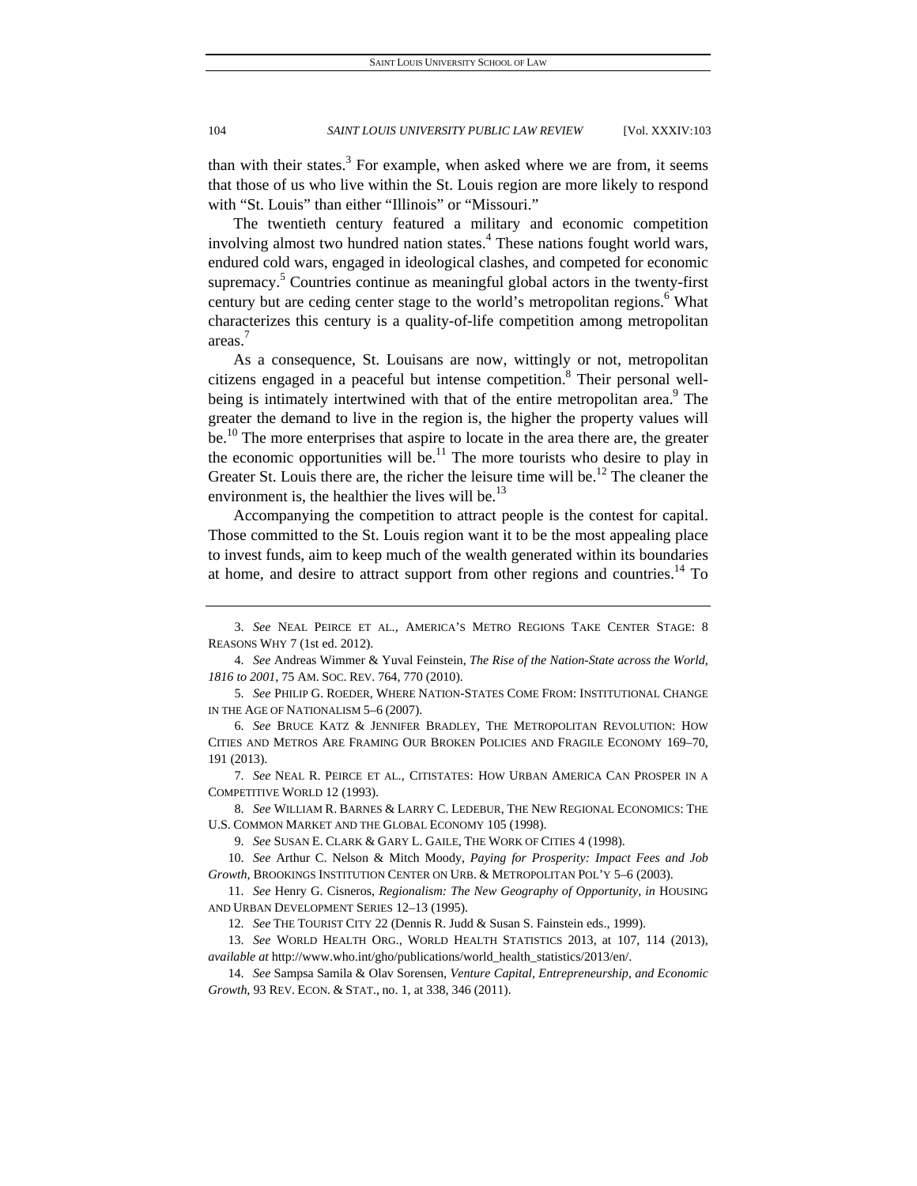than with their states.[3] For example, when asked where we are from, it seems that those of us who live within the St. Louis region are more likely to respond with "St. Louis" than either "Illinois" or "Missouri."

The twentieth century featured a military and economic competition involving almost two hundred nation states.[4] These nations fought world wars, endured cold wars, engaged in ideological clashes, and competed for economic supremacy.[5] Countries continue as meaningful global actors in the twenty-first century but are ceding center stage to the world's metropolitan regions.[6] What characterizes this century is a quality-of-life competition among metropolitan areas.[7]

As a consequence, St. Louisans are now, wittingly or not, metropolitan citizens engaged in a peaceful but intense competition.[8] Their personal well-being is intimately intertwined with that of the entire metropolitan area.[9] The greater the demand to live in the region is, the higher the property values will be.[10] The more enterprises that aspire to locate in the area there are, the greater the economic opportunities will be.[11] The more tourists who desire to play in Greater St. Louis there are, the richer the leisure time will be.[12] The cleaner the environment is, the healthier the lives will be.[13]

Accompanying the competition to attract people is the contest for capital. Those committed to the St. Louis region want it to be the most appealing place to invest funds, aim to keep much of the wealth generated within its boundaries at home, and desire to attract support from other regions and countries.[14] To

---

3. *See* NEAL PEIRCE ET AL., AMERICA'S METRO REGIONS TAKE CENTER STAGE: 8 REASONS WHY 7 (1st ed. 2012).

4. *See* Andreas Wimmer & Yuval Feinstein, *The Rise of the Nation-State across the World, 1816 to 2001*, 75 AM. SOC. REV. 764, 770 (2010).

5. *See* PHILIP G. ROEDER, WHERE NATION-STATES COME FROM: INSTITUTIONAL CHANGE IN THE AGE OF NATIONALISM 5–6 (2007).

6. *See* BRUCE KATZ & JENNIFER BRADLEY, THE METROPOLITAN REVOLUTION: HOW CITIES AND METROS ARE FRAMING OUR BROKEN POLICIES AND FRAGILE ECONOMY 169–70, 191 (2013).

7. *See* NEAL R. PEIRCE ET AL., CITISTATES: HOW URBAN AMERICA CAN PROSPER IN A COMPETITIVE WORLD 12 (1993).

8. *See* WILLIAM R. BARNES & LARRY C. LEDEBUR, THE NEW REGIONAL ECONOMICS: THE U.S. COMMON MARKET AND THE GLOBAL ECONOMY 105 (1998).

9. *See* SUSAN E. CLARK & GARY L. GAILE, THE WORK OF CITIES 4 (1998).

10. *See* Arthur C. Nelson & Mitch Moody, *Paying for Prosperity: Impact Fees and Job Growth*, BROOKINGS INSTITUTION CENTER ON URB. & METROPOLITAN POL'Y 5–6 (2003).

11. *See* Henry G. Cisneros, *Regionalism: The New Geography of Opportunity*, *in* HOUSING AND URBAN DEVELOPMENT SERIES 12–13 (1995).

12. *See* THE TOURIST CITY 22 (Dennis R. Judd & Susan S. Fainstein eds., 1999).

13. *See* WORLD HEALTH ORG., WORLD HEALTH STATISTICS 2013, at 107, 114 (2013), *available at* http://www.who.int/gho/publications/world_health_statistics/2013/en/.

14. *See* Sampsa Samila & Olav Sorensen, *Venture Capital, Entrepreneurship, and Economic Growth*, 93 REV. ECON. & STAT., no. 1, at 338, 346 (2011).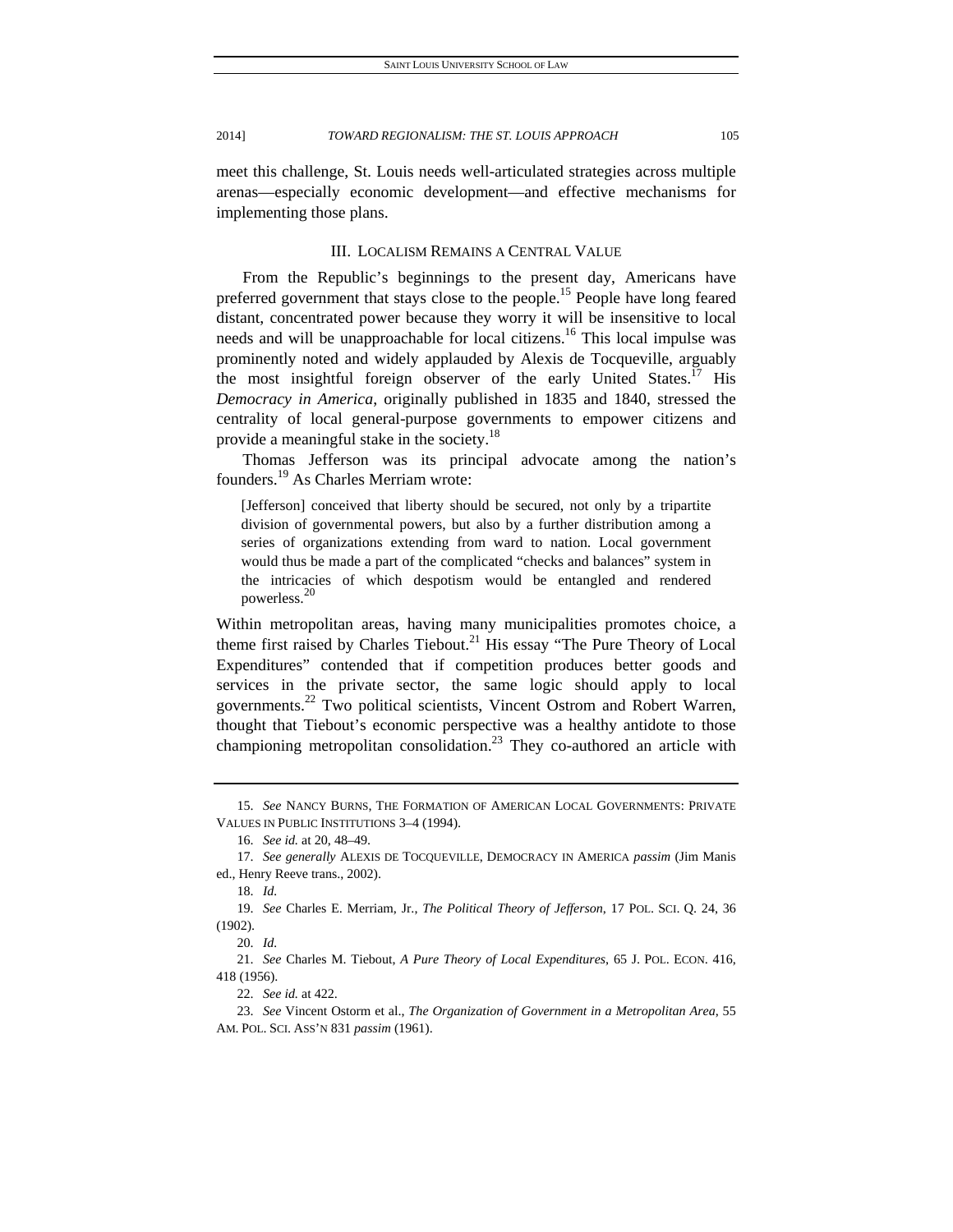meet this challenge, St. Louis needs well-articulated strategies across multiple arenas—especially economic development—and effective mechanisms for implementing those plans.

## III. LOCALISM REMAINS A CENTRAL VALUE

From the Republic's beginnings to the present day, Americans have preferred government that stays close to the people.[15] People have long feared distant, concentrated power because they worry it will be insensitive to local needs and will be unapproachable for local citizens.[16] This local impulse was prominently noted and widely applauded by Alexis de Tocqueville, arguably the most insightful foreign observer of the early United States.[17] His *Democracy in America*, originally published in 1835 and 1840, stressed the centrality of local general-purpose governments to empower citizens and provide a meaningful stake in the society.[18]

Thomas Jefferson was its principal advocate among the nation's founders.[19] As Charles Merriam wrote:

> [Jefferson] conceived that liberty should be secured, not only by a tripartite division of governmental powers, but also by a further distribution among a series of organizations extending from ward to nation. Local government would thus be made a part of the complicated "checks and balances" system in the intricacies of which despotism would be entangled and rendered powerless.[20]

Within metropolitan areas, having many municipalities promotes choice, a theme first raised by Charles Tiebout.[21] His essay "The Pure Theory of Local Expenditures" contended that if competition produces better goods and services in the private sector, the same logic should apply to local governments.[22] Two political scientists, Vincent Ostrom and Robert Warren, thought that Tiebout's economic perspective was a healthy antidote to those championing metropolitan consolidation.[23] They co-authored an article with

---

15. *See* NANCY BURNS, THE FORMATION OF AMERICAN LOCAL GOVERNMENTS: PRIVATE VALUES IN PUBLIC INSTITUTIONS 3–4 (1994).

16. *See id.* at 20, 48–49.

17. *See generally* ALEXIS DE TOCQUEVILLE, DEMOCRACY IN AMERICA *passim* (Jim Manis ed., Henry Reeve trans., 2002).

18. *Id.*

19. *See* Charles E. Merriam, Jr., *The Political Theory of Jefferson*, 17 POL. SCI. Q. 24, 36 (1902).

20. *Id.*

21. *See* Charles M. Tiebout, *A Pure Theory of Local Expenditures*, 65 J. POL. ECON. 416, 418 (1956).

22. *See id.* at 422.

23. *See* Vincent Ostorm et al., *The Organization of Government in a Metropolitan Area*, 55 AM. POL. SCI. ASS'N 831 *passim* (1961).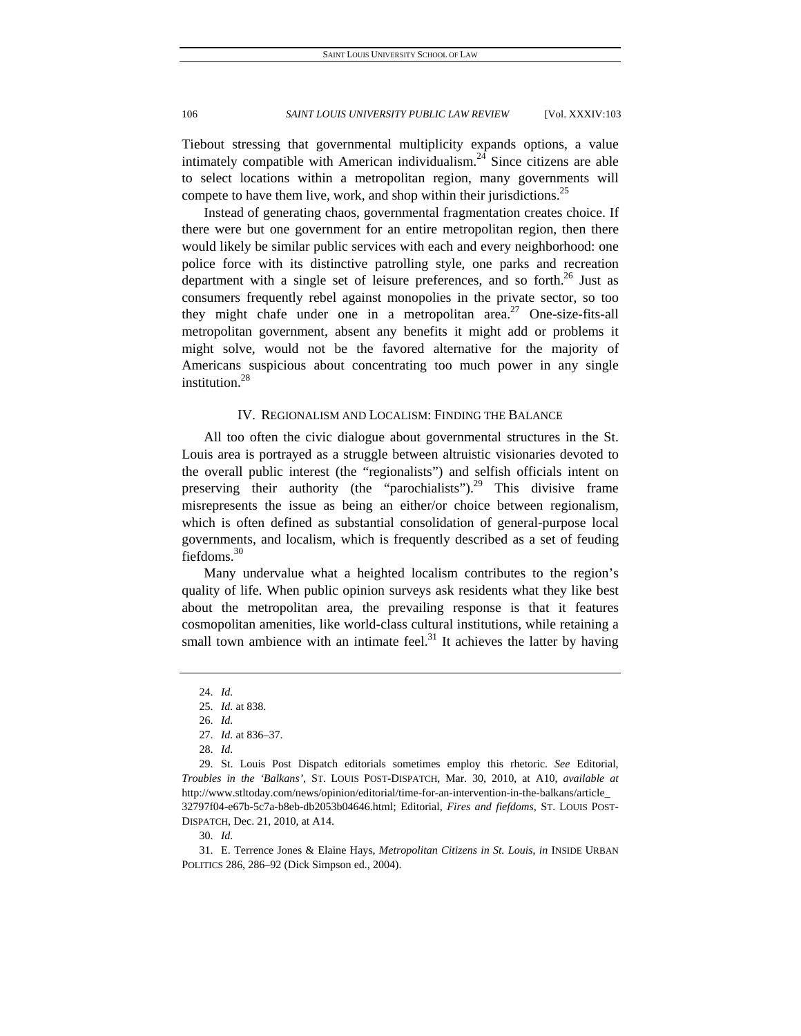Tiebout stressing that governmental multiplicity expands options, a value intimately compatible with American individualism.[24] Since citizens are able to select locations within a metropolitan region, many governments will compete to have them live, work, and shop within their jurisdictions.[25]

Instead of generating chaos, governmental fragmentation creates choice. If there were but one government for an entire metropolitan region, then there would likely be similar public services with each and every neighborhood: one police force with its distinctive patrolling style, one parks and recreation department with a single set of leisure preferences, and so forth.[26] Just as consumers frequently rebel against monopolies in the private sector, so too they might chafe under one in a metropolitan area.[27] One-size-fits-all metropolitan government, absent any benefits it might add or problems it might solve, would not be the favored alternative for the majority of Americans suspicious about concentrating too much power in any single institution.[28]

## IV. Regionalism and Localism: Finding the Balance

All too often the civic dialogue about governmental structures in the St. Louis area is portrayed as a struggle between altruistic visionaries devoted to the overall public interest (the "regionalists") and selfish officials intent on preserving their authority (the "parochialists").[29] This divisive frame misrepresents the issue as being an either/or choice between regionalism, which is often defined as substantial consolidation of general-purpose local governments, and localism, which is frequently described as a set of feuding fiefdoms.[30]

Many undervalue what a heighted localism contributes to the region's quality of life. When public opinion surveys ask residents what they like best about the metropolitan area, the prevailing response is that it features cosmopolitan amenities, like world-class cultural institutions, while retaining a small town ambience with an intimate feel.[31] It achieves the latter by having

---

24. *Id.*

25. *Id.* at 838.

26. *Id.*

27. *Id.* at 836–37.

28. *Id.*

29. St. Louis Post Dispatch editorials sometimes employ this rhetoric. *See* Editorial, *Troubles in the 'Balkans'*, ST. LOUIS POST-DISPATCH, Mar. 30, 2010, at A10, *available at* http://www.stltoday.com/news/opinion/editorial/time-for-an-intervention-in-the-balkans/article_32797f04-e67b-5c7a-b8eb-db2053b04646.html; Editorial, *Fires and fiefdoms*, ST. LOUIS POST-DISPATCH, Dec. 21, 2010, at A14.

30. *Id.*

31. E. Terrence Jones & Elaine Hays, *Metropolitan Citizens in St. Louis*, *in* INSIDE URBAN POLITICS 286, 286–92 (Dick Simpson ed., 2004).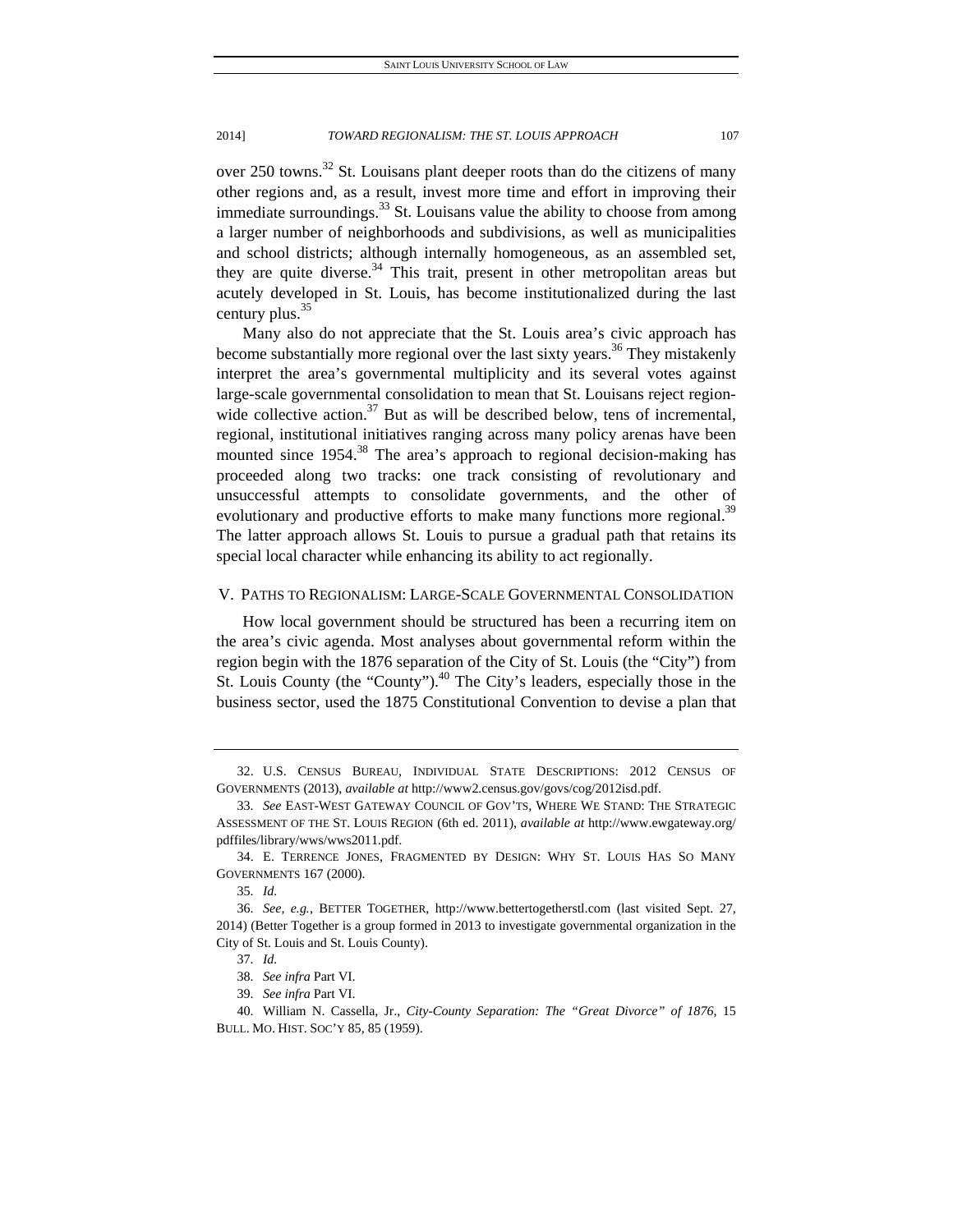over 250 towns.[32] St. Louisans plant deeper roots than do the citizens of many other regions and, as a result, invest more time and effort in improving their immediate surroundings.[33] St. Louisans value the ability to choose from among a larger number of neighborhoods and subdivisions, as well as municipalities and school districts; although internally homogeneous, as an assembled set, they are quite diverse.[34] This trait, present in other metropolitan areas but acutely developed in St. Louis, has become institutionalized during the last century plus.[35]

Many also do not appreciate that the St. Louis area's civic approach has become substantially more regional over the last sixty years.[36] They mistakenly interpret the area's governmental multiplicity and its several votes against large-scale governmental consolidation to mean that St. Louisans reject region-wide collective action.[37] But as will be described below, tens of incremental, regional, institutional initiatives ranging across many policy arenas have been mounted since 1954.[38] The area's approach to regional decision-making has proceeded along two tracks: one track consisting of revolutionary and unsuccessful attempts to consolidate governments, and the other of evolutionary and productive efforts to make many functions more regional.[39] The latter approach allows St. Louis to pursue a gradual path that retains its special local character while enhancing its ability to act regionally.

## V. PATHS TO REGIONALISM: LARGE-SCALE GOVERNMENTAL CONSOLIDATION

How local government should be structured has been a recurring item on the area's civic agenda. Most analyses about governmental reform within the region begin with the 1876 separation of the City of St. Louis (the "City") from St. Louis County (the "County").[40] The City's leaders, especially those in the business sector, used the 1875 Constitutional Convention to devise a plan that

---

32. U.S. CENSUS BUREAU, INDIVIDUAL STATE DESCRIPTIONS: 2012 CENSUS OF GOVERNMENTS (2013), *available at* http://www2.census.gov/govs/cog/2012isd.pdf.

33. *See* EAST-WEST GATEWAY COUNCIL OF GOV'TS, WHERE WE STAND: THE STRATEGIC ASSESSMENT OF THE ST. LOUIS REGION (6th ed. 2011), *available at* http://www.ewgateway.org/pdffiles/library/wws/wws2011.pdf.

34. E. TERRENCE JONES, FRAGMENTED BY DESIGN: WHY ST. LOUIS HAS SO MANY GOVERNMENTS 167 (2000).

35. *Id.*

36. *See, e.g.*, BETTER TOGETHER, http://www.bettertogetherstl.com (last visited Sept. 27, 2014) (Better Together is a group formed in 2013 to investigate governmental organization in the City of St. Louis and St. Louis County).

37. *Id.*

38. *See infra* Part VI.

39. *See infra* Part VI.

40. William N. Cassella, Jr., *City-County Separation: The "Great Divorce" of 1876*, 15 BULL. MO. HIST. SOC'Y 85, 85 (1959).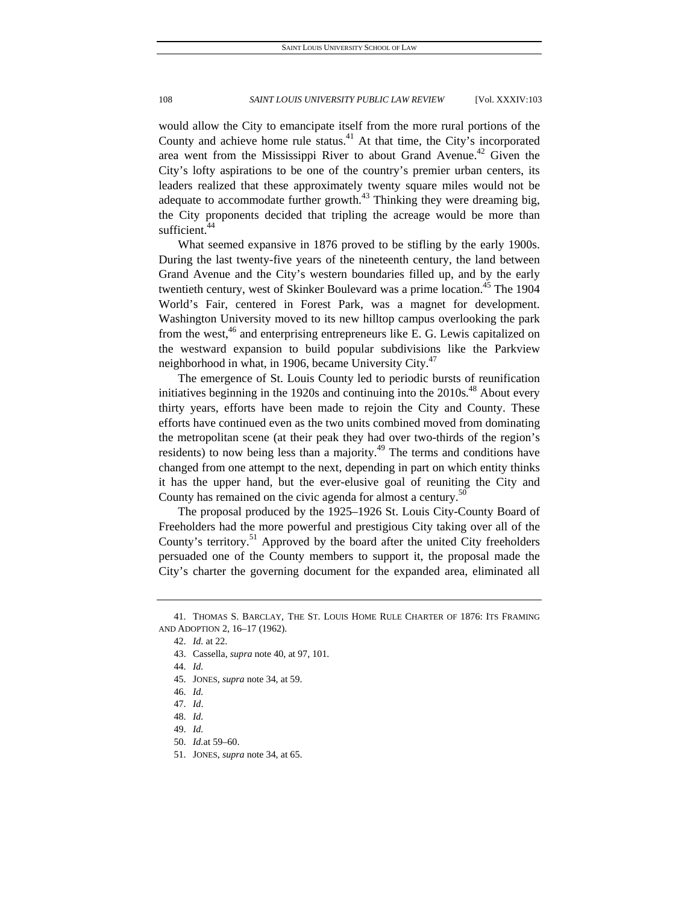would allow the City to emancipate itself from the more rural portions of the County and achieve home rule status.[41] At that time, the City's incorporated area went from the Mississippi River to about Grand Avenue.[42] Given the City's lofty aspirations to be one of the country's premier urban centers, its leaders realized that these approximately twenty square miles would not be adequate to accommodate further growth.[43] Thinking they were dreaming big, the City proponents decided that tripling the acreage would be more than sufficient.[44]

What seemed expansive in 1876 proved to be stifling by the early 1900s. During the last twenty-five years of the nineteenth century, the land between Grand Avenue and the City's western boundaries filled up, and by the early twentieth century, west of Skinker Boulevard was a prime location.[45] The 1904 World's Fair, centered in Forest Park, was a magnet for development. Washington University moved to its new hilltop campus overlooking the park from the west,[46] and enterprising entrepreneurs like E. G. Lewis capitalized on the westward expansion to build popular subdivisions like the Parkview neighborhood in what, in 1906, became University City.[47]

The emergence of St. Louis County led to periodic bursts of reunification initiatives beginning in the 1920s and continuing into the 2010s.[48] About every thirty years, efforts have been made to rejoin the City and County. These efforts have continued even as the two units combined moved from dominating the metropolitan scene (at their peak they had over two-thirds of the region's residents) to now being less than a majority.[49] The terms and conditions have changed from one attempt to the next, depending in part on which entity thinks it has the upper hand, but the ever-elusive goal of reuniting the City and County has remained on the civic agenda for almost a century.[50]

The proposal produced by the 1925–1926 St. Louis City-County Board of Freeholders had the more powerful and prestigious City taking over all of the County's territory.[51] Approved by the board after the united City freeholders persuaded one of the County members to support it, the proposal made the City's charter the governing document for the expanded area, eliminated all

---

41. THOMAS S. BARCLAY, THE ST. LOUIS HOME RULE CHARTER OF 1876: ITS FRAMING AND ADOPTION 2, 16–17 (1962).

42. *Id.* at 22.

43. Cassella, *supra* note 40, at 97, 101.

44. *Id.*

45. JONES, *supra* note 34, at 59.

46. *Id.*

47. *Id*.

48. *Id.*

49. *Id.*

50. *Id.*at 59–60.

51. JONES, *supra* note 34, at 65.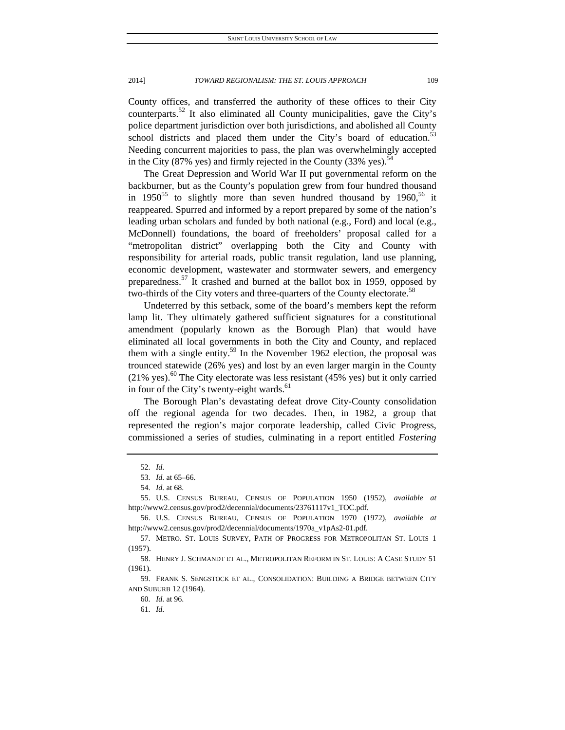County offices, and transferred the authority of these offices to their City counterparts.[52] It also eliminated all County municipalities, gave the City's police department jurisdiction over both jurisdictions, and abolished all County school districts and placed them under the City's board of education.[53] Needing concurrent majorities to pass, the plan was overwhelmingly accepted in the City (87% yes) and firmly rejected in the County (33% yes).[54]

The Great Depression and World War II put governmental reform on the backburner, but as the County's population grew from four hundred thousand in 1950[55] to slightly more than seven hundred thousand by 1960,[56] it reappeared. Spurred and informed by a report prepared by some of the nation's leading urban scholars and funded by both national (e.g., Ford) and local (e.g., McDonnell) foundations, the board of freeholders' proposal called for a "metropolitan district" overlapping both the City and County with responsibility for arterial roads, public transit regulation, land use planning, economic development, wastewater and stormwater sewers, and emergency preparedness.[57] It crashed and burned at the ballot box in 1959, opposed by two-thirds of the City voters and three-quarters of the County electorate.[58]

Undeterred by this setback, some of the board's members kept the reform lamp lit. They ultimately gathered sufficient signatures for a constitutional amendment (popularly known as the Borough Plan) that would have eliminated all local governments in both the City and County, and replaced them with a single entity.[59] In the November 1962 election, the proposal was trounced statewide (26% yes) and lost by an even larger margin in the County (21% yes).[60] The City electorate was less resistant (45% yes) but it only carried in four of the City's twenty-eight wards.[61]

The Borough Plan's devastating defeat drove City-County consolidation off the regional agenda for two decades. Then, in 1982, a group that represented the region's major corporate leadership, called Civic Progress, commissioned a series of studies, culminating in a report entitled *Fostering*

---

52. *Id.*

53. *Id.* at 65–66.

54. *Id.* at 68.

55. U.S. CENSUS BUREAU, CENSUS OF POPULATION 1950 (1952), *available at* http://www2.census.gov/prod2/decennial/documents/23761117v1_TOC.pdf.

56. U.S. CENSUS BUREAU, CENSUS OF POPULATION 1970 (1972), *available at* http://www2.census.gov/prod2/decennial/documents/1970a_v1pAs2-01.pdf.

57. METRO. ST. LOUIS SURVEY, PATH OF PROGRESS FOR METROPOLITAN ST. LOUIS 1 (1957).

58. HENRY J. SCHMANDT ET AL., METROPOLITAN REFORM IN ST. LOUIS: A CASE STUDY 51 (1961).

59. FRANK S. SENGSTOCK ET AL., CONSOLIDATION: BUILDING A BRIDGE BETWEEN CITY AND SUBURB 12 (1964).

60. *Id.* at 96.

61. *Id.*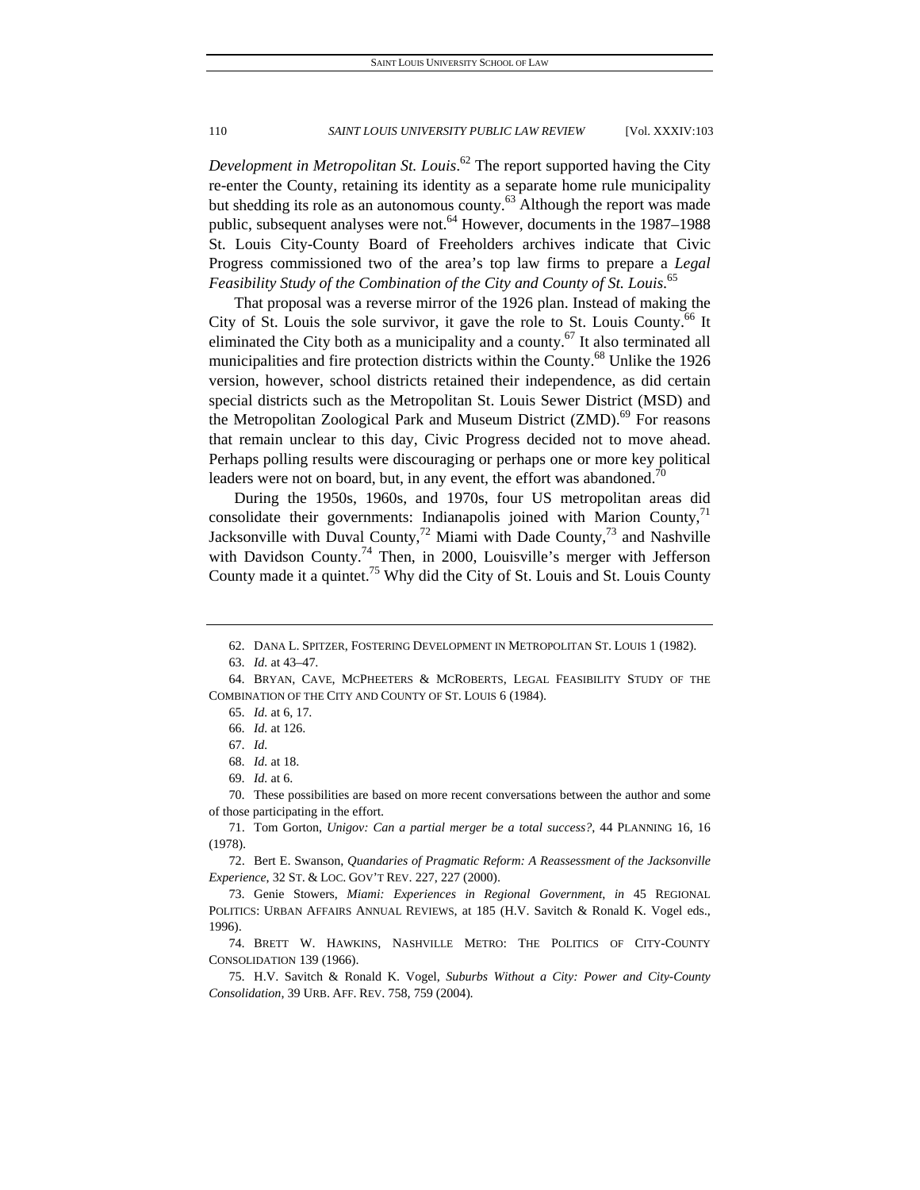*Development in Metropolitan St. Louis*.[62] The report supported having the City re-enter the County, retaining its identity as a separate home rule municipality but shedding its role as an autonomous county.[63] Although the report was made public, subsequent analyses were not.[64] However, documents in the 1987–1988 St. Louis City-County Board of Freeholders archives indicate that Civic Progress commissioned two of the area's top law firms to prepare a *Legal Feasibility Study of the Combination of the City and County of St. Louis*.[65]

That proposal was a reverse mirror of the 1926 plan. Instead of making the City of St. Louis the sole survivor, it gave the role to St. Louis County.[66] It eliminated the City both as a municipality and a county.[67] It also terminated all municipalities and fire protection districts within the County.[68] Unlike the 1926 version, however, school districts retained their independence, as did certain special districts such as the Metropolitan St. Louis Sewer District (MSD) and the Metropolitan Zoological Park and Museum District (ZMD).[69] For reasons that remain unclear to this day, Civic Progress decided not to move ahead. Perhaps polling results were discouraging or perhaps one or more key political leaders were not on board, but, in any event, the effort was abandoned.[70]

During the 1950s, 1960s, and 1970s, four US metropolitan areas did consolidate their governments: Indianapolis joined with Marion County,[71] Jacksonville with Duval County,[72] Miami with Dade County,[73] and Nashville with Davidson County.[74] Then, in 2000, Louisville's merger with Jefferson County made it a quintet.[75] Why did the City of St. Louis and St. Louis County

---

62. DANA L. SPITZER, FOSTERING DEVELOPMENT IN METROPOLITAN ST. LOUIS 1 (1982).

63. *Id.* at 43–47.

64. BRYAN, CAVE, MCPHEETERS & MCROBERTS, LEGAL FEASIBILITY STUDY OF THE COMBINATION OF THE CITY AND COUNTY OF ST. LOUIS 6 (1984).

65. *Id.* at 6, 17.

66. *Id.* at 126.

67. *Id.*

68. *Id.* at 18.

69. *Id.* at 6.

70. These possibilities are based on more recent conversations between the author and some of those participating in the effort.

71. Tom Gorton, *Unigov: Can a partial merger be a total success?*, 44 PLANNING 16, 16 (1978).

72. Bert E. Swanson, *Quandaries of Pragmatic Reform: A Reassessment of the Jacksonville Experience*, 32 ST. & LOC. GOV'T REV. 227, 227 (2000).

73. Genie Stowers, *Miami: Experiences in Regional Government*, *in* 45 REGIONAL POLITICS: URBAN AFFAIRS ANNUAL REVIEWS, at 185 (H.V. Savitch & Ronald K. Vogel eds., 1996).

74. BRETT W. HAWKINS, NASHVILLE METRO: THE POLITICS OF CITY-COUNTY CONSOLIDATION 139 (1966).

75. H.V. Savitch & Ronald K. Vogel, *Suburbs Without a City: Power and City-County Consolidation*, 39 URB. AFF. REV. 758, 759 (2004).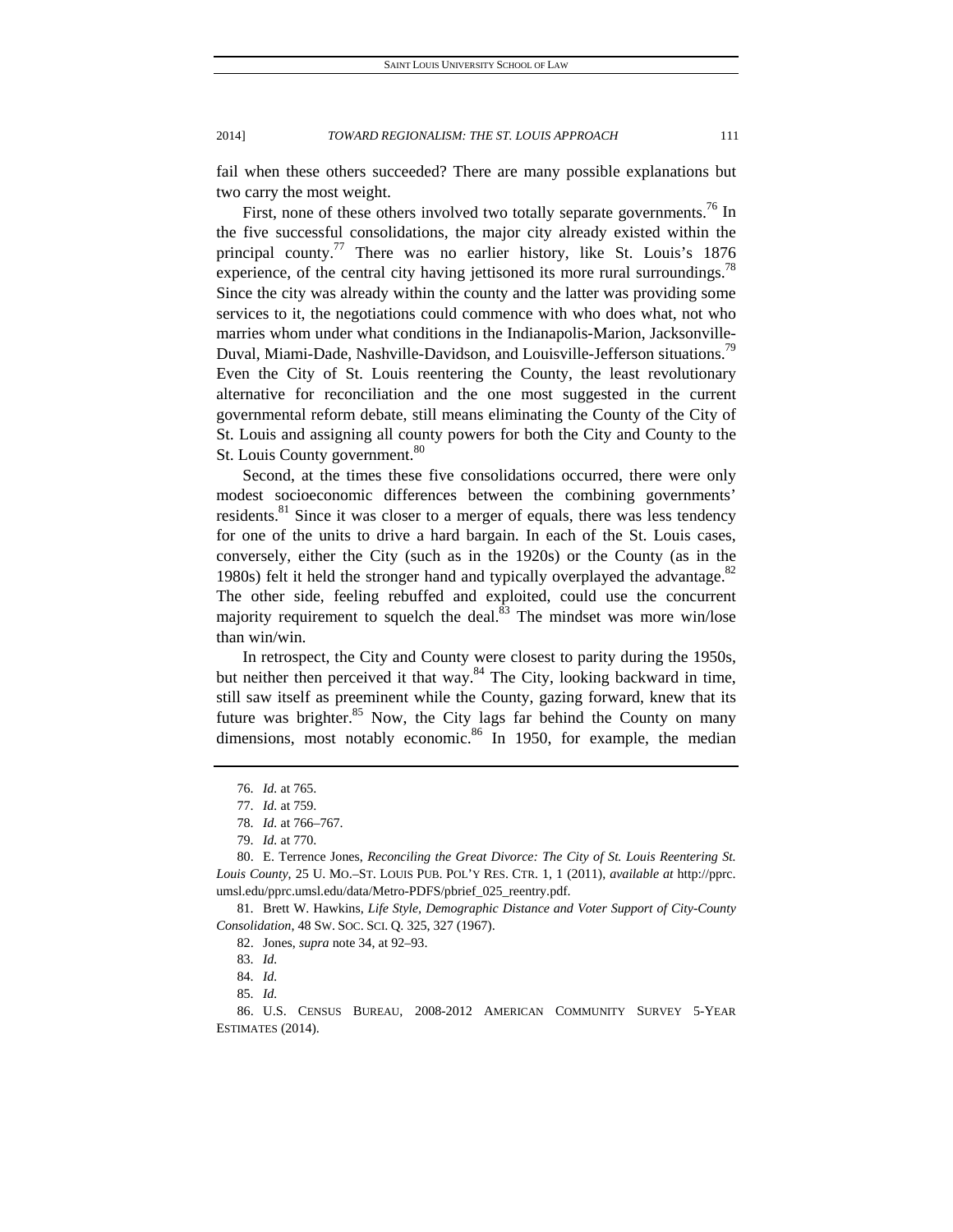fail when these others succeeded? There are many possible explanations but two carry the most weight.

First, none of these others involved two totally separate governments.[76] In the five successful consolidations, the major city already existed within the principal county.[77] There was no earlier history, like St. Louis's 1876 experience, of the central city having jettisoned its more rural surroundings.[78] Since the city was already within the county and the latter was providing some services to it, the negotiations could commence with who does what, not who marries whom under what conditions in the Indianapolis-Marion, Jacksonville-Duval, Miami-Dade, Nashville-Davidson, and Louisville-Jefferson situations.[79] Even the City of St. Louis reentering the County, the least revolutionary alternative for reconciliation and the one most suggested in the current governmental reform debate, still means eliminating the County of the City of St. Louis and assigning all county powers for both the City and County to the St. Louis County government.[80]

Second, at the times these five consolidations occurred, there were only modest socioeconomic differences between the combining governments' residents.[81] Since it was closer to a merger of equals, there was less tendency for one of the units to drive a hard bargain. In each of the St. Louis cases, conversely, either the City (such as in the 1920s) or the County (as in the 1980s) felt it held the stronger hand and typically overplayed the advantage.[82] The other side, feeling rebuffed and exploited, could use the concurrent majority requirement to squelch the deal.[83] The mindset was more win/lose than win/win.

In retrospect, the City and County were closest to parity during the 1950s, but neither then perceived it that way.[84] The City, looking backward in time, still saw itself as preeminent while the County, gazing forward, knew that its future was brighter.[85] Now, the City lags far behind the County on many dimensions, most notably economic.[86] In 1950, for example, the median

---

76. *Id.* at 765.

77. *Id.* at 759.

78. *Id.* at 766–767.

79. *Id.* at 770.

80. E. Terrence Jones, *Reconciling the Great Divorce: The City of St. Louis Reentering St. Louis County*, 25 U. MO.–ST. LOUIS PUB. POL'Y RES. CTR. 1, 1 (2011), *available at* http://pprc.umsl.edu/pprc.umsl.edu/data/Metro-PDFS/pbrief_025_reentry.pdf.

81. Brett W. Hawkins, *Life Style, Demographic Distance and Voter Support of City-County Consolidation*, 48 SW. SOC. SCI. Q. 325, 327 (1967).

82. Jones, *supra* note 34, at 92–93.

83. *Id.*

84. *Id.*

85. *Id.*

86. U.S. CENSUS BUREAU, 2008-2012 AMERICAN COMMUNITY SURVEY 5-YEAR ESTIMATES (2014).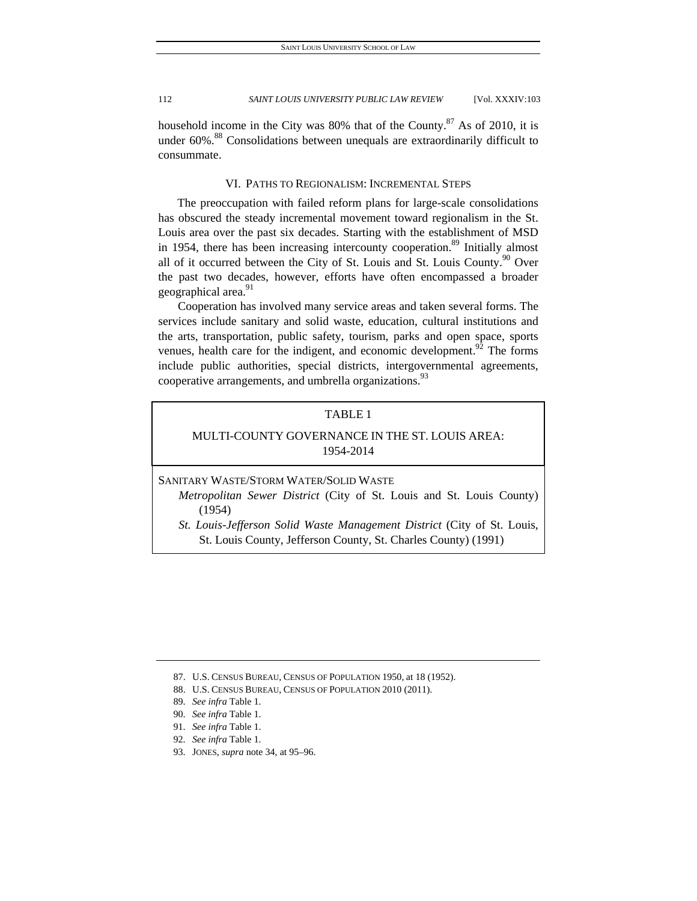household income in the City was 80% that of the County.[87] As of 2010, it is under 60%.[88] Consolidations between unequals are extraordinarily difficult to consummate.

## VI. PATHS TO REGIONALISM: INCREMENTAL STEPS

The preoccupation with failed reform plans for large-scale consolidations has obscured the steady incremental movement toward regionalism in the St. Louis area over the past six decades. Starting with the establishment of MSD in 1954, there has been increasing intercounty cooperation.[89] Initially almost all of it occurred between the City of St. Louis and St. Louis County.[90] Over the past two decades, however, efforts have often encompassed a broader geographical area.[91]

Cooperation has involved many service areas and taken several forms. The services include sanitary and solid waste, education, cultural institutions and the arts, transportation, public safety, tourism, parks and open space, sports venues, health care for the indigent, and economic development.[92] The forms include public authorities, special districts, intergovernmental agreements, cooperative arrangements, and umbrella organizations.[93]

TABLE 1

MULTI-COUNTY GOVERNANCE IN THE ST. LOUIS AREA: 1954-2014

SANITARY WASTE/STORM WATER/SOLID WASTE

*Metropolitan Sewer District* (City of St. Louis and St. Louis County) (1954)

*St. Louis-Jefferson Solid Waste Management District* (City of St. Louis, St. Louis County, Jefferson County, St. Charles County) (1991)

---

87. U.S. CENSUS BUREAU, CENSUS OF POPULATION 1950, at 18 (1952).
88. U.S. CENSUS BUREAU, CENSUS OF POPULATION 2010 (2011).
89. *See infra* Table 1.
90. *See infra* Table 1.
91. *See infra* Table 1.
92. *See infra* Table 1.
93. JONES, *supra* note 34, at 95–96.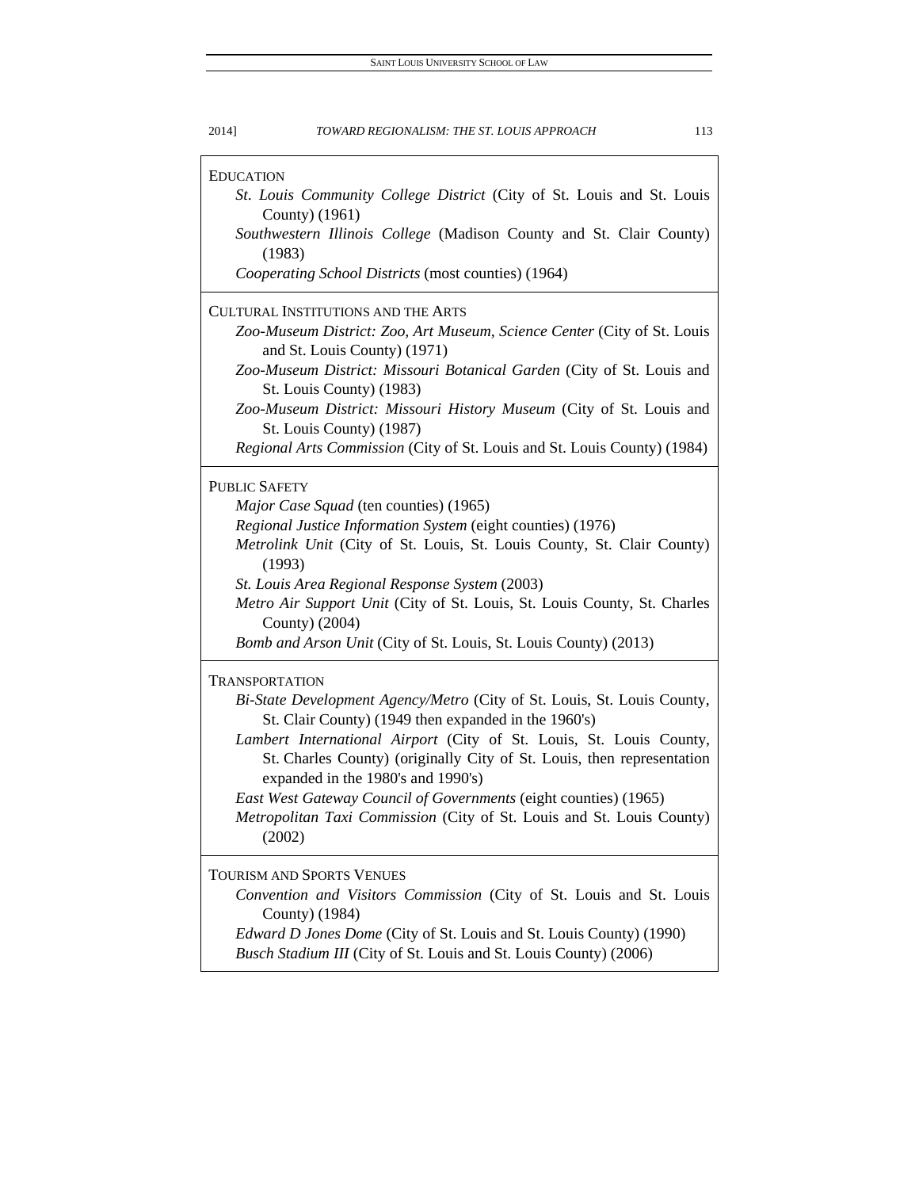EDUCATION

*St. Louis Community College District* (City of St. Louis and St. Louis County) (1961)

*Southwestern Illinois College* (Madison County and St. Clair County) (1983)

*Cooperating School Districts* (most counties) (1964)

CULTURAL INSTITUTIONS AND THE ARTS

*Zoo-Museum District: Zoo, Art Museum, Science Center* (City of St. Louis and St. Louis County) (1971)

*Zoo-Museum District: Missouri Botanical Garden* (City of St. Louis and St. Louis County) (1983)

*Zoo-Museum District: Missouri History Museum* (City of St. Louis and St. Louis County) (1987)

*Regional Arts Commission* (City of St. Louis and St. Louis County) (1984)

PUBLIC SAFETY

*Major Case Squad* (ten counties) (1965)

*Regional Justice Information System* (eight counties) (1976)

*Metrolink Unit* (City of St. Louis, St. Louis County, St. Clair County) (1993)

*St. Louis Area Regional Response System* (2003)

*Metro Air Support Unit* (City of St. Louis, St. Louis County, St. Charles County) (2004)

*Bomb and Arson Unit* (City of St. Louis, St. Louis County) (2013)

TRANSPORTATION

*Bi-State Development Agency/Metro* (City of St. Louis, St. Louis County, St. Clair County) (1949 then expanded in the 1960's)

*Lambert International Airport* (City of St. Louis, St. Louis County, St. Charles County) (originally City of St. Louis, then representation expanded in the 1980's and 1990's)

*East West Gateway Council of Governments* (eight counties) (1965)

*Metropolitan Taxi Commission* (City of St. Louis and St. Louis County) (2002)

TOURISM AND SPORTS VENUES

*Convention and Visitors Commission* (City of St. Louis and St. Louis County) (1984)

*Edward D Jones Dome* (City of St. Louis and St. Louis County) (1990)

*Busch Stadium III* (City of St. Louis and St. Louis County) (2006)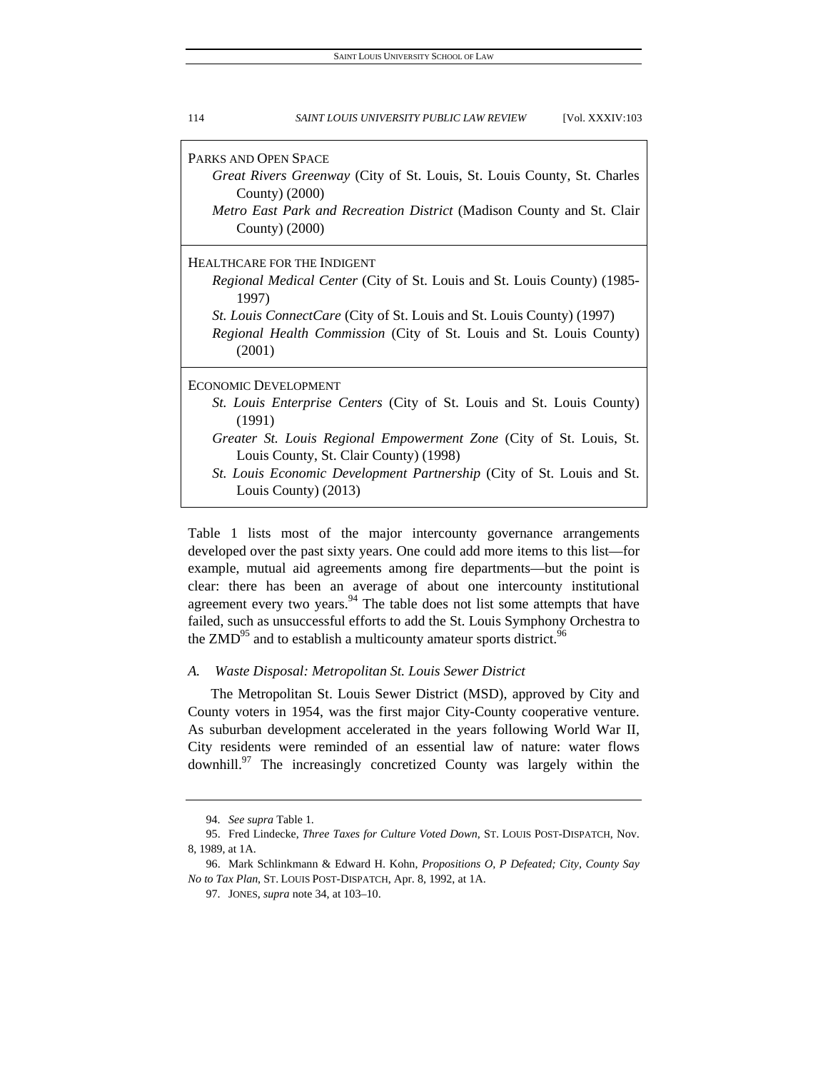| |
|---|
| PARKS AND OPEN SPACE<br>*Great Rivers Greenway* (City of St. Louis, St. Louis County, St. Charles County) (2000)<br>*Metro East Park and Recreation District* (Madison County and St. Clair County) (2000) |
| HEALTHCARE FOR THE INDIGENT<br>*Regional Medical Center* (City of St. Louis and St. Louis County) (1985-1997)<br>*St. Louis ConnectCare* (City of St. Louis and St. Louis County) (1997)<br>*Regional Health Commission* (City of St. Louis and St. Louis County) (2001) |
| ECONOMIC DEVELOPMENT<br>*St. Louis Enterprise Centers* (City of St. Louis and St. Louis County) (1991)<br>*Greater St. Louis Regional Empowerment Zone* (City of St. Louis, St. Louis County, St. Clair County) (1998)<br>*St. Louis Economic Development Partnership* (City of St. Louis and St. Louis County) (2013) |

Table 1 lists most of the major intercounty governance arrangements developed over the past sixty years. One could add more items to this list—for example, mutual aid agreements among fire departments—but the point is clear: there has been an average of about one intercounty institutional agreement every two years.[94] The table does not list some attempts that have failed, such as unsuccessful efforts to add the St. Louis Symphony Orchestra to the ZMD[95] and to establish a multicounty amateur sports district.[96]

### *A. Waste Disposal: Metropolitan St. Louis Sewer District*

The Metropolitan St. Louis Sewer District (MSD), approved by City and County voters in 1954, was the first major City-County cooperative venture. As suburban development accelerated in the years following World War II, City residents were reminded of an essential law of nature: water flows downhill.[97] The increasingly concretized County was largely within the

94. *See supra* Table 1.

95. Fred Lindecke, *Three Taxes for Culture Voted Down*, ST. LOUIS POST-DISPATCH, Nov. 8, 1989, at 1A.

96. Mark Schlinkmann & Edward H. Kohn, *Propositions O, P Defeated; City, County Say No to Tax Plan*, ST. LOUIS POST-DISPATCH, Apr. 8, 1992, at 1A.

97. JONES, *supra* note 34, at 103–10.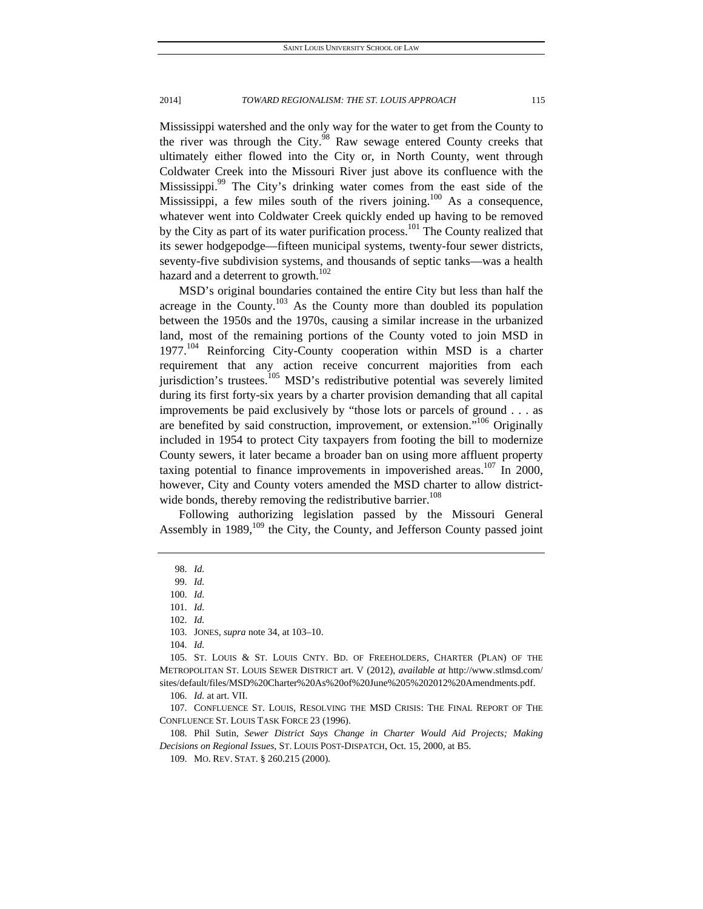Mississippi watershed and the only way for the water to get from the County to the river was through the City.[98] Raw sewage entered County creeks that ultimately either flowed into the City or, in North County, went through Coldwater Creek into the Missouri River just above its confluence with the Mississippi.[99] The City's drinking water comes from the east side of the Mississippi, a few miles south of the rivers joining.[100] As a consequence, whatever went into Coldwater Creek quickly ended up having to be removed by the City as part of its water purification process.[101] The County realized that its sewer hodgepodge—fifteen municipal systems, twenty-four sewer districts, seventy-five subdivision systems, and thousands of septic tanks—was a health hazard and a deterrent to growth.[102]

MSD's original boundaries contained the entire City but less than half the acreage in the County.[103] As the County more than doubled its population between the 1950s and the 1970s, causing a similar increase in the urbanized land, most of the remaining portions of the County voted to join MSD in 1977.[104] Reinforcing City-County cooperation within MSD is a charter requirement that any action receive concurrent majorities from each jurisdiction's trustees.[105] MSD's redistributive potential was severely limited during its first forty-six years by a charter provision demanding that all capital improvements be paid exclusively by "those lots or parcels of ground . . . as are benefited by said construction, improvement, or extension."[106] Originally included in 1954 to protect City taxpayers from footing the bill to modernize County sewers, it later became a broader ban on using more affluent property taxing potential to finance improvements in impoverished areas.[107] In 2000, however, City and County voters amended the MSD charter to allow district-wide bonds, thereby removing the redistributive barrier.[108]

Following authorizing legislation passed by the Missouri General Assembly in 1989,[109] the City, the County, and Jefferson County passed joint

---

98. *Id.*

99. *Id.*

100. *Id.*

101. *Id.*

102. *Id.*

103. JONES, *supra* note 34, at 103–10.

104. *Id.*

105. ST. LOUIS & ST. LOUIS CNTY. BD. OF FREEHOLDERS, CHARTER (PLAN) OF THE METROPOLITAN ST. LOUIS SEWER DISTRICT art. V (2012), *available at* http://www.stlmsd.com/sites/default/files/MSD%20Charter%20As%20of%20June%205%202012%20Amendments.pdf.

106. *Id.* at art. VII.

107. CONFLUENCE ST. LOUIS, RESOLVING THE MSD CRISIS: THE FINAL REPORT OF THE CONFLUENCE ST. LOUIS TASK FORCE 23 (1996).

108. Phil Sutin, *Sewer District Says Change in Charter Would Aid Projects; Making Decisions on Regional Issues*, ST. LOUIS POST-DISPATCH, Oct. 15, 2000, at B5.

109. MO. REV. STAT. § 260.215 (2000).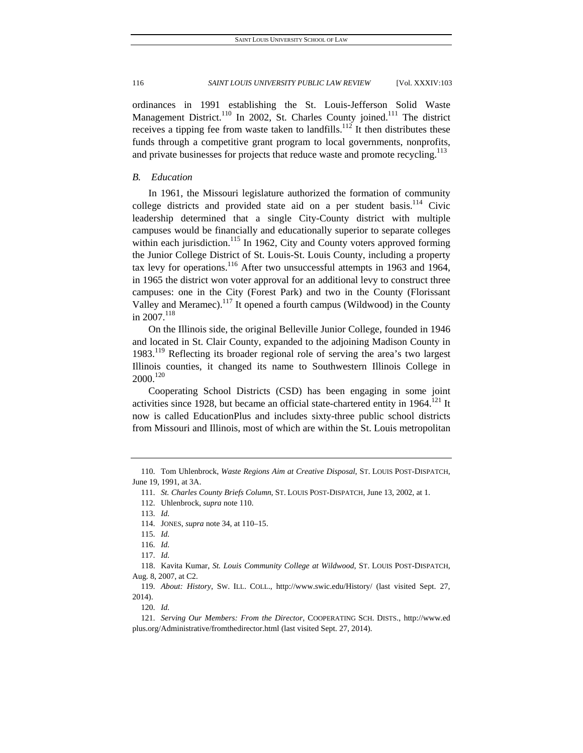ordinances in 1991 establishing the St. Louis-Jefferson Solid Waste Management District.[110] In 2002, St. Charles County joined.[111] The district receives a tipping fee from waste taken to landfills.[112] It then distributes these funds through a competitive grant program to local governments, nonprofits, and private businesses for projects that reduce waste and promote recycling.[113]

### *B. Education*

In 1961, the Missouri legislature authorized the formation of community college districts and provided state aid on a per student basis.[114] Civic leadership determined that a single City-County district with multiple campuses would be financially and educationally superior to separate colleges within each jurisdiction.[115] In 1962, City and County voters approved forming the Junior College District of St. Louis-St. Louis County, including a property tax levy for operations.[116] After two unsuccessful attempts in 1963 and 1964, in 1965 the district won voter approval for an additional levy to construct three campuses: one in the City (Forest Park) and two in the County (Florissant Valley and Meramec).[117] It opened a fourth campus (Wildwood) in the County in 2007.[118]

On the Illinois side, the original Belleville Junior College, founded in 1946 and located in St. Clair County, expanded to the adjoining Madison County in 1983.[119] Reflecting its broader regional role of serving the area's two largest Illinois counties, it changed its name to Southwestern Illinois College in 2000.[120]

Cooperating School Districts (CSD) has been engaging in some joint activities since 1928, but became an official state-chartered entity in 1964.[121] It now is called EducationPlus and includes sixty-three public school districts from Missouri and Illinois, most of which are within the St. Louis metropolitan

---

110. Tom Uhlenbrock, *Waste Regions Aim at Creative Disposal*, ST. LOUIS POST-DISPATCH, June 19, 1991, at 3A.

111. *St. Charles County Briefs Column*, ST. LOUIS POST-DISPATCH, June 13, 2002, at 1.

112. Uhlenbrock, *supra* note 110.

113. *Id.*

114. JONES, *supra* note 34, at 110–15.

115. *Id.*

116. *Id.*

117. *Id.*

118. Kavita Kumar, *St. Louis Community College at Wildwood*, ST. LOUIS POST-DISPATCH, Aug. 8, 2007, at C2.

119. *About: History*, SW. ILL. COLL., http://www.swic.edu/History/ (last visited Sept. 27, 2014).

120. *Id.*

121. *Serving Our Members: From the Director*, COOPERATING SCH. DISTS., http://www.edplus.org/Administrative/fromthedirector.html (last visited Sept. 27, 2014).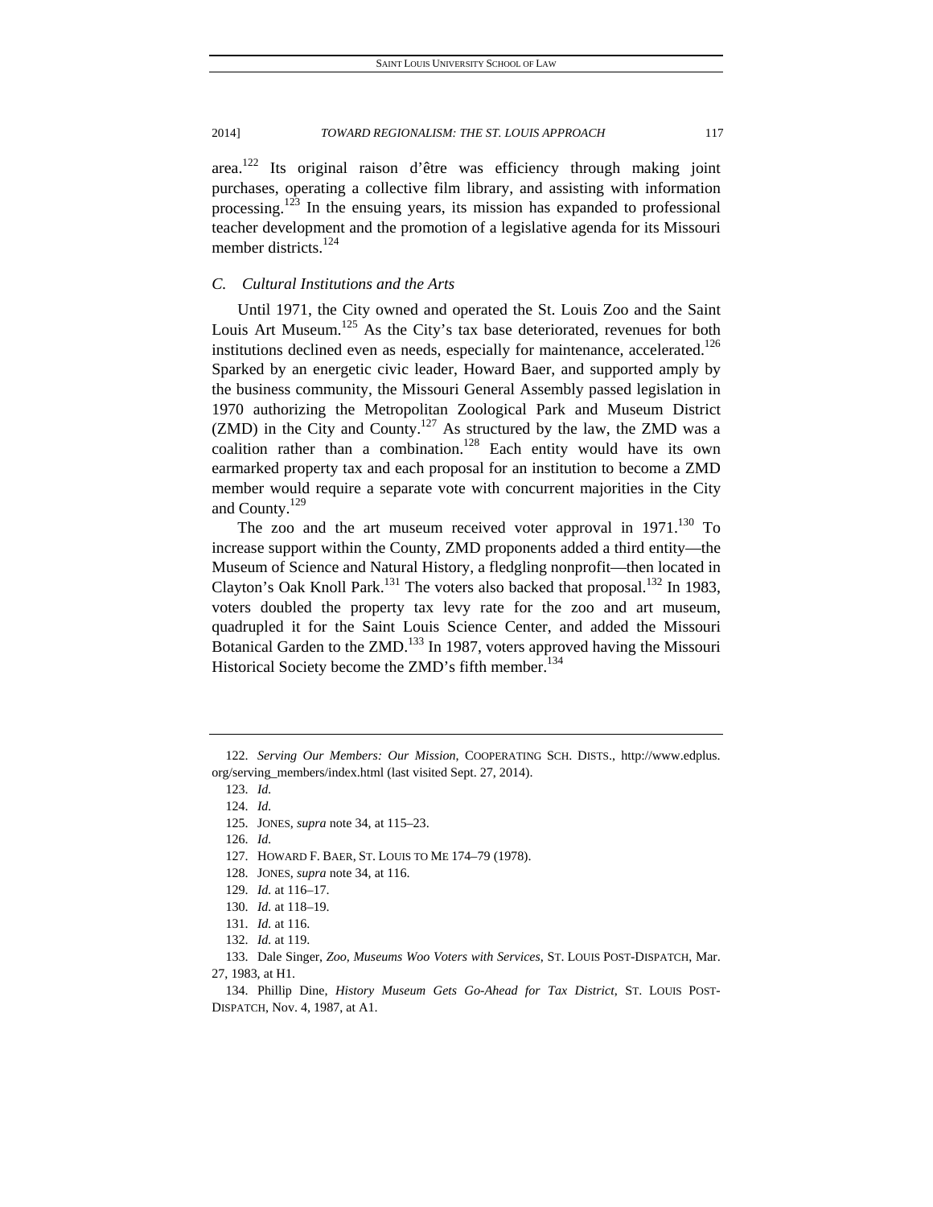area.[122] Its original raison d'être was efficiency through making joint purchases, operating a collective film library, and assisting with information processing.[123] In the ensuing years, its mission has expanded to professional teacher development and the promotion of a legislative agenda for its Missouri member districts.[124]

### *C. Cultural Institutions and the Arts*

Until 1971, the City owned and operated the St. Louis Zoo and the Saint Louis Art Museum.[125] As the City's tax base deteriorated, revenues for both institutions declined even as needs, especially for maintenance, accelerated.[126] Sparked by an energetic civic leader, Howard Baer, and supported amply by the business community, the Missouri General Assembly passed legislation in 1970 authorizing the Metropolitan Zoological Park and Museum District (ZMD) in the City and County.[127] As structured by the law, the ZMD was a coalition rather than a combination.[128] Each entity would have its own earmarked property tax and each proposal for an institution to become a ZMD member would require a separate vote with concurrent majorities in the City and County.[129]

The zoo and the art museum received voter approval in 1971.[130] To increase support within the County, ZMD proponents added a third entity—the Museum of Science and Natural History, a fledgling nonprofit—then located in Clayton's Oak Knoll Park.[131] The voters also backed that proposal.[132] In 1983, voters doubled the property tax levy rate for the zoo and art museum, quadrupled it for the Saint Louis Science Center, and added the Missouri Botanical Garden to the ZMD.[133] In 1987, voters approved having the Missouri Historical Society become the ZMD's fifth member.[134]

---

122. *Serving Our Members: Our Mission*, COOPERATING SCH. DISTS., http://www.edplus.org/serving_members/index.html (last visited Sept. 27, 2014).

123. *Id.*

124. *Id.*

125. JONES, *supra* note 34, at 115–23.

126. *Id.*

127. HOWARD F. BAER, ST. LOUIS TO ME 174–79 (1978).

128. JONES, *supra* note 34, at 116.

129. *Id.* at 116–17.

130. *Id.* at 118–19.

131. *Id.* at 116.

132. *Id.* at 119.

133. Dale Singer, *Zoo, Museums Woo Voters with Services*, ST. LOUIS POST-DISPATCH, Mar. 27, 1983, at H1.

134. Phillip Dine, *History Museum Gets Go-Ahead for Tax District*, ST. LOUIS POST-DISPATCH, Nov. 4, 1987, at A1.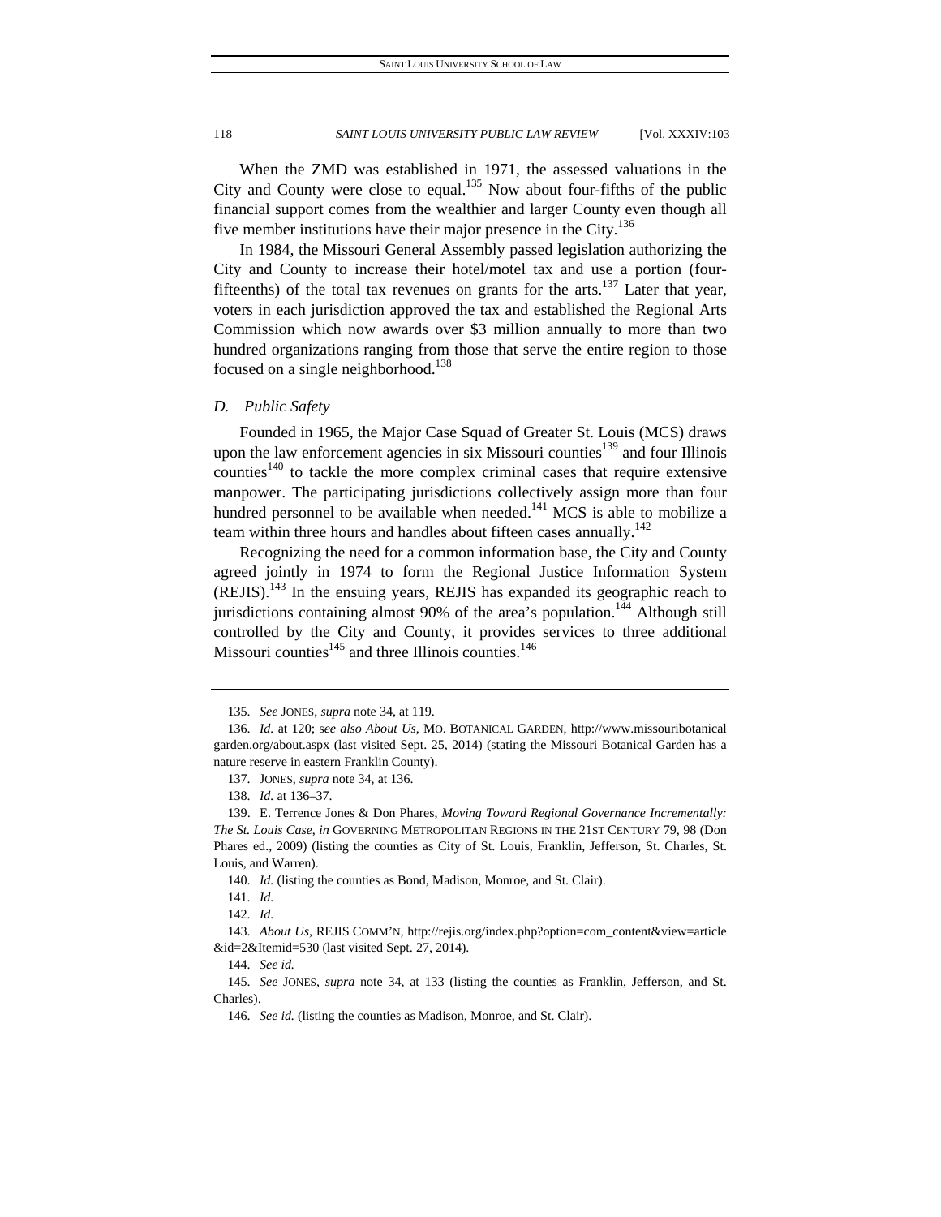When the ZMD was established in 1971, the assessed valuations in the City and County were close to equal.[135] Now about four-fifths of the public financial support comes from the wealthier and larger County even though all five member institutions have their major presence in the City.[136]

In 1984, the Missouri General Assembly passed legislation authorizing the City and County to increase their hotel/motel tax and use a portion (four-fifteenths) of the total tax revenues on grants for the arts.[137] Later that year, voters in each jurisdiction approved the tax and established the Regional Arts Commission which now awards over \$3 million annually to more than two hundred organizations ranging from those that serve the entire region to those focused on a single neighborhood.[138]

### *D. Public Safety*

Founded in 1965, the Major Case Squad of Greater St. Louis (MCS) draws upon the law enforcement agencies in six Missouri counties[139] and four Illinois counties[140] to tackle the more complex criminal cases that require extensive manpower. The participating jurisdictions collectively assign more than four hundred personnel to be available when needed.[141] MCS is able to mobilize a team within three hours and handles about fifteen cases annually.[142]

Recognizing the need for a common information base, the City and County agreed jointly in 1974 to form the Regional Justice Information System (REJIS).[143] In the ensuing years, REJIS has expanded its geographic reach to jurisdictions containing almost 90% of the area's population.[144] Although still controlled by the City and County, it provides services to three additional Missouri counties[145] and three Illinois counties.[146]

---

135. *See* JONES, *supra* note 34, at 119.

136. *Id.* at 120; s*ee also About Us*, MO. BOTANICAL GARDEN, http://www.missouribotanical garden.org/about.aspx (last visited Sept. 25, 2014) (stating the Missouri Botanical Garden has a nature reserve in eastern Franklin County).

137. JONES, *supra* note 34, at 136.

138. *Id.* at 136–37.

139. E. Terrence Jones & Don Phares, *Moving Toward Regional Governance Incrementally: The St. Louis Case*, *in* GOVERNING METROPOLITAN REGIONS IN THE 21ST CENTURY 79, 98 (Don Phares ed., 2009) (listing the counties as City of St. Louis, Franklin, Jefferson, St. Charles, St. Louis, and Warren).

140. *Id.* (listing the counties as Bond, Madison, Monroe, and St. Clair).

141. *Id.*

142. *Id.*

143. *About Us*, REJIS COMM'N, http://rejis.org/index.php?option=com_content&view=article &id=2&Itemid=530 (last visited Sept. 27, 2014).

144. *See id.*

145. *See* JONES, *supra* note 34, at 133 (listing the counties as Franklin, Jefferson, and St. Charles).

146. *See id.* (listing the counties as Madison, Monroe, and St. Clair).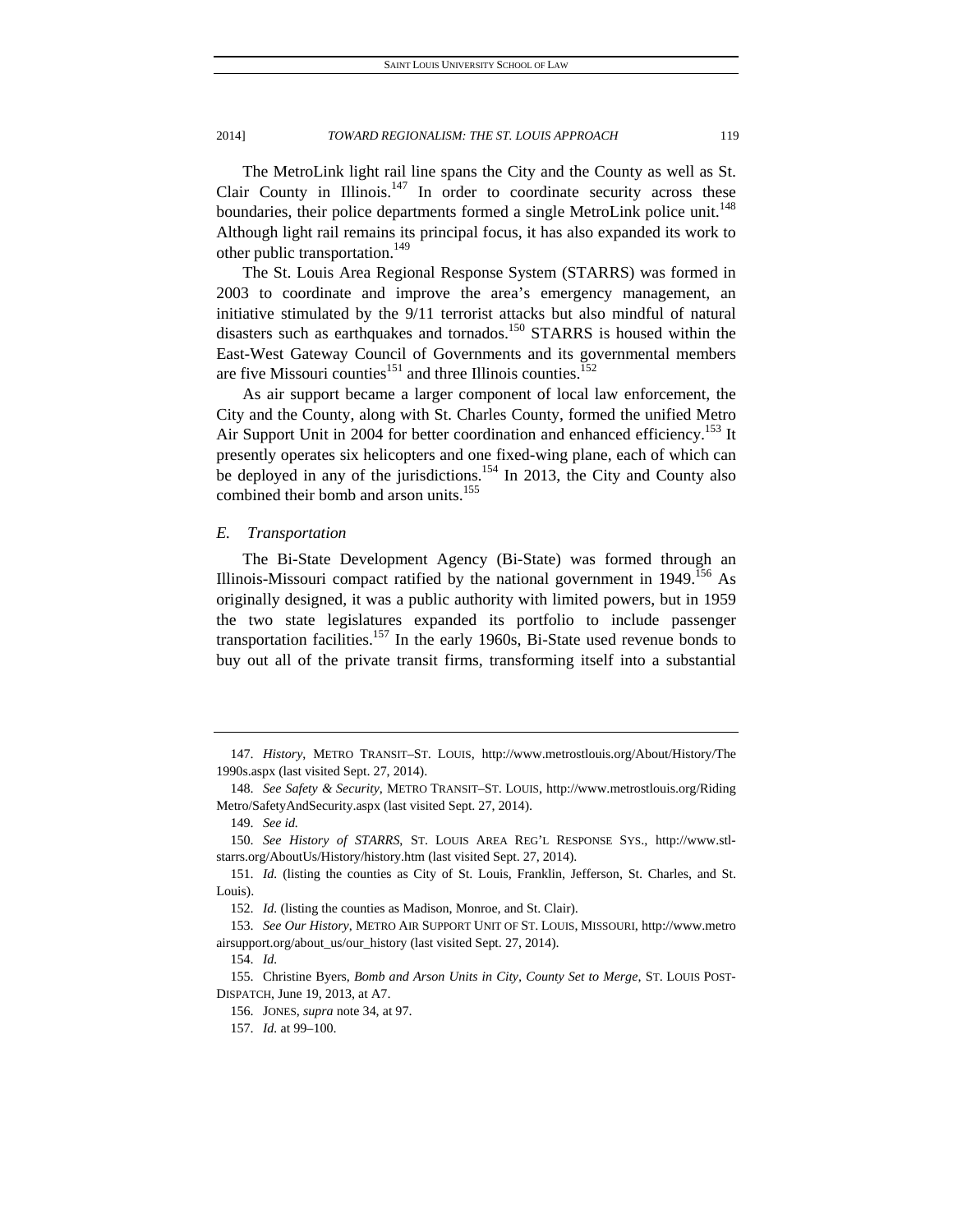The MetroLink light rail line spans the City and the County as well as St. Clair County in Illinois.[147] In order to coordinate security across these boundaries, their police departments formed a single MetroLink police unit.[148] Although light rail remains its principal focus, it has also expanded its work to other public transportation.[149]

The St. Louis Area Regional Response System (STARRS) was formed in 2003 to coordinate and improve the area's emergency management, an initiative stimulated by the 9/11 terrorist attacks but also mindful of natural disasters such as earthquakes and tornados.[150] STARRS is housed within the East-West Gateway Council of Governments and its governmental members are five Missouri counties[151] and three Illinois counties.[152]

As air support became a larger component of local law enforcement, the City and the County, along with St. Charles County, formed the unified Metro Air Support Unit in 2004 for better coordination and enhanced efficiency.[153] It presently operates six helicopters and one fixed-wing plane, each of which can be deployed in any of the jurisdictions.[154] In 2013, the City and County also combined their bomb and arson units.[155]

### *E. Transportation*

The Bi-State Development Agency (Bi-State) was formed through an Illinois-Missouri compact ratified by the national government in 1949.[156] As originally designed, it was a public authority with limited powers, but in 1959 the two state legislatures expanded its portfolio to include passenger transportation facilities.[157] In the early 1960s, Bi-State used revenue bonds to buy out all of the private transit firms, transforming itself into a substantial

---

147. *History*, METRO TRANSIT–ST. LOUIS, http://www.metrostlouis.org/About/History/The1990s.aspx (last visited Sept. 27, 2014).

148. *See Safety & Security*, METRO TRANSIT–ST. LOUIS, http://www.metrostlouis.org/RidingMetro/SafetyAndSecurity.aspx (last visited Sept. 27, 2014).

149. *See id.*

150. *See History of STARRS*, ST. LOUIS AREA REG'L RESPONSE SYS., http://www.stl-starrs.org/AboutUs/History/history.htm (last visited Sept. 27, 2014).

151. *Id.* (listing the counties as City of St. Louis, Franklin, Jefferson, St. Charles, and St. Louis).

152. *Id.* (listing the counties as Madison, Monroe, and St. Clair).

153. *See Our History*, METRO AIR SUPPORT UNIT OF ST. LOUIS, MISSOURI, http://www.metroairsupport.org/about_us/our_history (last visited Sept. 27, 2014).

154. *Id.*

155. Christine Byers, *Bomb and Arson Units in City, County Set to Merge*, ST. LOUIS POST-DISPATCH, June 19, 2013, at A7.

156. JONES, *supra* note 34, at 97.

157. *Id.* at 99–100.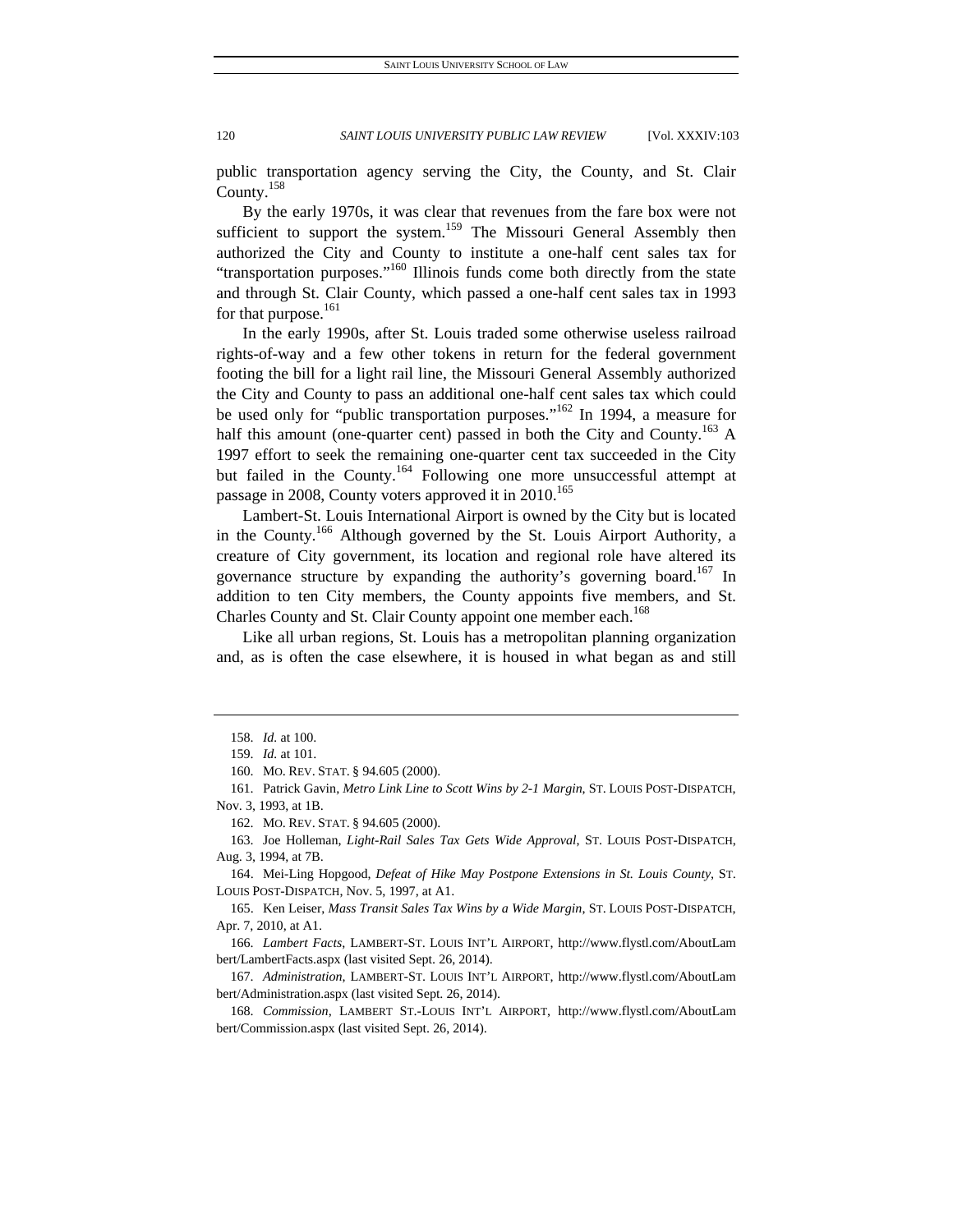public transportation agency serving the City, the County, and St. Clair County.[158]

By the early 1970s, it was clear that revenues from the fare box were not sufficient to support the system.[159] The Missouri General Assembly then authorized the City and County to institute a one-half cent sales tax for "transportation purposes."[160] Illinois funds come both directly from the state and through St. Clair County, which passed a one-half cent sales tax in 1993 for that purpose.[161]

In the early 1990s, after St. Louis traded some otherwise useless railroad rights-of-way and a few other tokens in return for the federal government footing the bill for a light rail line, the Missouri General Assembly authorized the City and County to pass an additional one-half cent sales tax which could be used only for "public transportation purposes."[162] In 1994, a measure for half this amount (one-quarter cent) passed in both the City and County.[163] A 1997 effort to seek the remaining one-quarter cent tax succeeded in the City but failed in the County.[164] Following one more unsuccessful attempt at passage in 2008, County voters approved it in 2010.[165]

Lambert-St. Louis International Airport is owned by the City but is located in the County.[166] Although governed by the St. Louis Airport Authority, a creature of City government, its location and regional role have altered its governance structure by expanding the authority's governing board.[167] In addition to ten City members, the County appoints five members, and St. Charles County and St. Clair County appoint one member each.[168]

Like all urban regions, St. Louis has a metropolitan planning organization and, as is often the case elsewhere, it is housed in what began as and still

---

158. *Id.* at 100.

159. *Id.* at 101.

160. MO. REV. STAT. § 94.605 (2000).

161. Patrick Gavin, *Metro Link Line to Scott Wins by 2-1 Margin*, ST. LOUIS POST-DISPATCH, Nov. 3, 1993, at 1B.

162. MO. REV. STAT. § 94.605 (2000).

163. Joe Holleman, *Light-Rail Sales Tax Gets Wide Approval*, ST. LOUIS POST-DISPATCH, Aug. 3, 1994, at 7B.

164. Mei-Ling Hopgood, *Defeat of Hike May Postpone Extensions in St. Louis County*, ST. LOUIS POST-DISPATCH, Nov. 5, 1997, at A1.

165. Ken Leiser, *Mass Transit Sales Tax Wins by a Wide Margin*, ST. LOUIS POST-DISPATCH, Apr. 7, 2010, at A1.

166. *Lambert Facts*, LAMBERT-ST. LOUIS INT'L AIRPORT, http://www.flystl.com/AboutLambert/LambertFacts.aspx (last visited Sept. 26, 2014).

167. *Administration*, LAMBERT-ST. LOUIS INT'L AIRPORT, http://www.flystl.com/AboutLambert/Administration.aspx (last visited Sept. 26, 2014).

168. *Commission*, LAMBERT ST.-LOUIS INT'L AIRPORT, http://www.flystl.com/AboutLambert/Commission.aspx (last visited Sept. 26, 2014).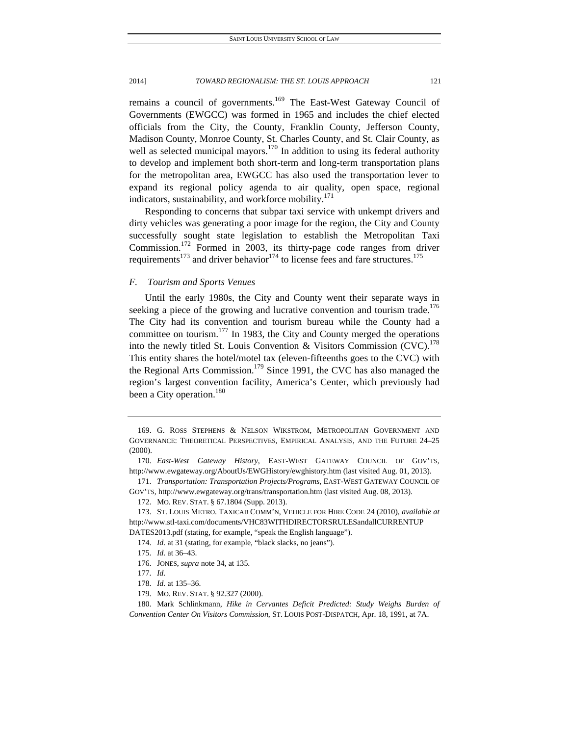remains a council of governments.[169] The East-West Gateway Council of Governments (EWGCC) was formed in 1965 and includes the chief elected officials from the City, the County, Franklin County, Jefferson County, Madison County, Monroe County, St. Charles County, and St. Clair County, as well as selected municipal mayors.[170] In addition to using its federal authority to develop and implement both short-term and long-term transportation plans for the metropolitan area, EWGCC has also used the transportation lever to expand its regional policy agenda to air quality, open space, regional indicators, sustainability, and workforce mobility.[171]

Responding to concerns that subpar taxi service with unkempt drivers and dirty vehicles was generating a poor image for the region, the City and County successfully sought state legislation to establish the Metropolitan Taxi Commission.[172] Formed in 2003, its thirty-page code ranges from driver requirements[173] and driver behavior[174] to license fees and fare structures.[175]

### *F. Tourism and Sports Venues*

Until the early 1980s, the City and County went their separate ways in seeking a piece of the growing and lucrative convention and tourism trade.[176] The City had its convention and tourism bureau while the County had a committee on tourism.[177] In 1983, the City and County merged the operations into the newly titled St. Louis Convention & Visitors Commission (CVC).[178] This entity shares the hotel/motel tax (eleven-fifteenths goes to the CVC) with the Regional Arts Commission.[179] Since 1991, the CVC has also managed the region's largest convention facility, America's Center, which previously had been a City operation.[180]

---

169. G. ROSS STEPHENS & NELSON WIKSTROM, METROPOLITAN GOVERNMENT AND GOVERNANCE: THEORETICAL PERSPECTIVES, EMPIRICAL ANALYSIS, AND THE FUTURE 24–25 (2000).

170. *East-West Gateway History*, EAST-WEST GATEWAY COUNCIL OF GOV'TS, http://www.ewgateway.org/AboutUs/EWGHistory/ewghistory.htm (last visited Aug. 01, 2013).

171. *Transportation: Transportation Projects/Programs*, EAST-WEST GATEWAY COUNCIL OF GOV'TS, http://www.ewgateway.org/trans/transportation.htm (last visited Aug. 08, 2013).

172. MO. REV. STAT. § 67.1804 (Supp. 2013).

173. ST. LOUIS METRO. TAXICAB COMM'N, VEHICLE FOR HIRE CODE 24 (2010), *available at* http://www.stl-taxi.com/documents/VHC83WITHDIRECTORSRULESandallCURRENTUPDATES2013.pdf (stating, for example, "speak the English language").

174. *Id.* at 31 (stating, for example, "black slacks, no jeans").

175. *Id.* at 36–43.

176. JONES, *supra* note 34, at 135.

177. *Id.*

178. *Id.* at 135–36.

179. MO. REV. STAT. § 92.327 (2000).

180. Mark Schlinkmann, *Hike in Cervantes Deficit Predicted: Study Weighs Burden of Convention Center On Visitors Commission*, ST. LOUIS POST-DISPATCH, Apr. 18, 1991, at 7A.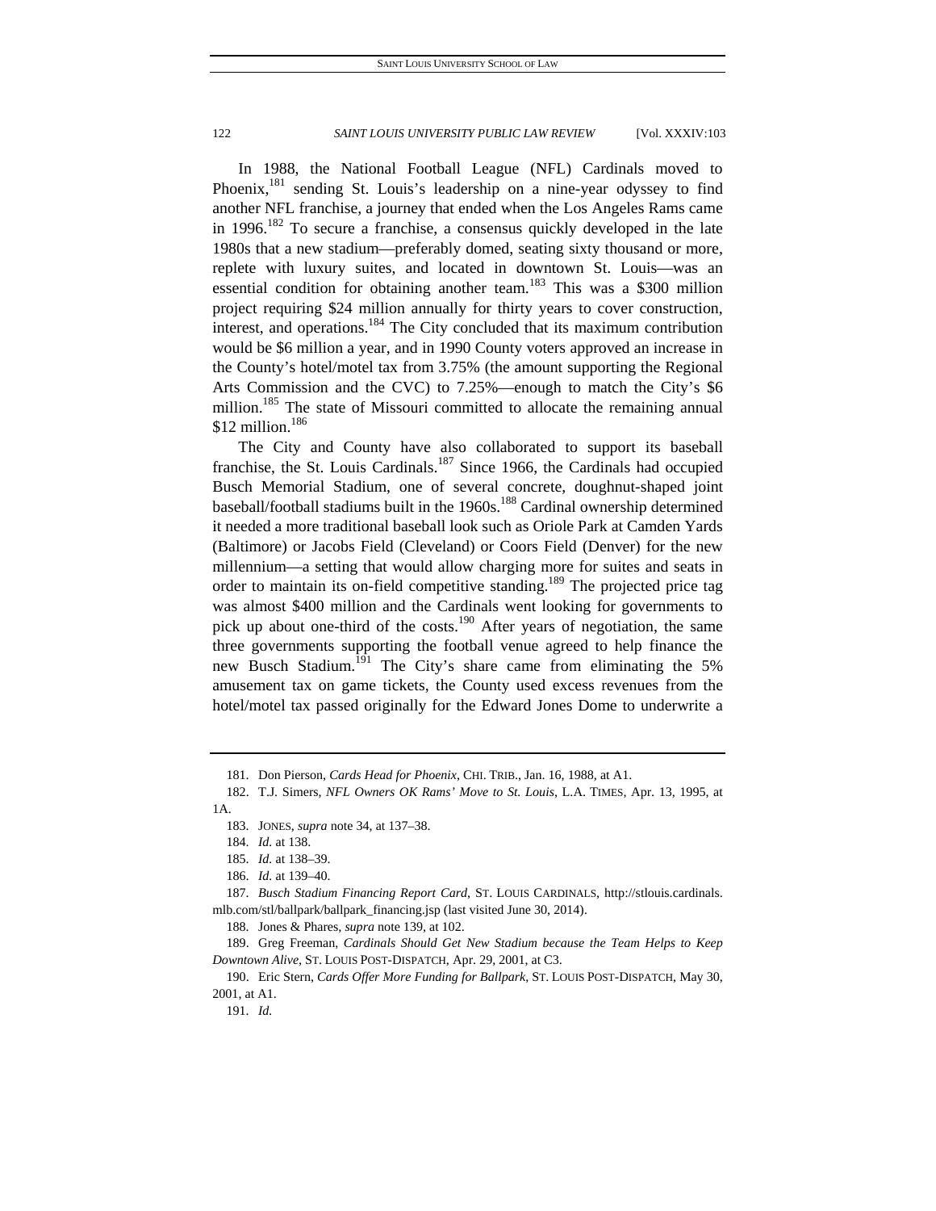In 1988, the National Football League (NFL) Cardinals moved to Phoenix,[181] sending St. Louis's leadership on a nine-year odyssey to find another NFL franchise, a journey that ended when the Los Angeles Rams came in 1996.[182] To secure a franchise, a consensus quickly developed in the late 1980s that a new stadium—preferably domed, seating sixty thousand or more, replete with luxury suites, and located in downtown St. Louis—was an essential condition for obtaining another team.[183] This was a $300 million project requiring $24 million annually for thirty years to cover construction, interest, and operations.[184] The City concluded that its maximum contribution would be $6 million a year, and in 1990 County voters approved an increase in the County's hotel/motel tax from 3.75% (the amount supporting the Regional Arts Commission and the CVC) to 7.25%—enough to match the City's $6 million.[185] The state of Missouri committed to allocate the remaining annual $12 million.[186]

The City and County have also collaborated to support its baseball franchise, the St. Louis Cardinals.[187] Since 1966, the Cardinals had occupied Busch Memorial Stadium, one of several concrete, doughnut-shaped joint baseball/football stadiums built in the 1960s.[188] Cardinal ownership determined it needed a more traditional baseball look such as Oriole Park at Camden Yards (Baltimore) or Jacobs Field (Cleveland) or Coors Field (Denver) for the new millennium—a setting that would allow charging more for suites and seats in order to maintain its on-field competitive standing.[189] The projected price tag was almost $400 million and the Cardinals went looking for governments to pick up about one-third of the costs.[190] After years of negotiation, the same three governments supporting the football venue agreed to help finance the new Busch Stadium.[191] The City's share came from eliminating the 5% amusement tax on game tickets, the County used excess revenues from the hotel/motel tax passed originally for the Edward Jones Dome to underwrite a

---

181. Don Pierson, *Cards Head for Phoenix*, CHI. TRIB., Jan. 16, 1988, at A1.

182. T.J. Simers, *NFL Owners OK Rams' Move to St. Louis*, L.A. TIMES, Apr. 13, 1995, at 1A.

183. JONES, *supra* note 34, at 137–38.

184. *Id.* at 138.

185. *Id.* at 138–39.

186. *Id.* at 139–40.

187. *Busch Stadium Financing Report Card*, ST. LOUIS CARDINALS, http://stlouis.cardinals.mlb.com/stl/ballpark/ballpark_financing.jsp (last visited June 30, 2014).

188. Jones & Phares, *supra* note 139, at 102.

189. Greg Freeman, *Cardinals Should Get New Stadium because the Team Helps to Keep Downtown Alive*, ST. LOUIS POST-DISPATCH, Apr. 29, 2001, at C3.

190. Eric Stern, *Cards Offer More Funding for Ballpark*, ST. LOUIS POST-DISPATCH, May 30, 2001, at A1.

191. *Id.*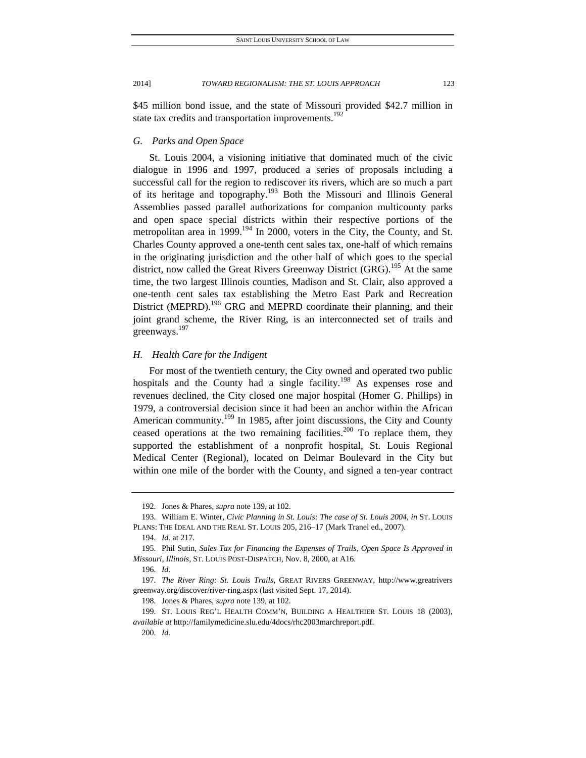$45 million bond issue, and the state of Missouri provided $42.7 million in state tax credits and transportation improvements.[192]

### *G. Parks and Open Space*

St. Louis 2004, a visioning initiative that dominated much of the civic dialogue in 1996 and 1997, produced a series of proposals including a successful call for the region to rediscover its rivers, which are so much a part of its heritage and topography.[193] Both the Missouri and Illinois General Assemblies passed parallel authorizations for companion multicounty parks and open space special districts within their respective portions of the metropolitan area in 1999.[194] In 2000, voters in the City, the County, and St. Charles County approved a one-tenth cent sales tax, one-half of which remains in the originating jurisdiction and the other half of which goes to the special district, now called the Great Rivers Greenway District (GRG).[195] At the same time, the two largest Illinois counties, Madison and St. Clair, also approved a one-tenth cent sales tax establishing the Metro East Park and Recreation District (MEPRD).[196] GRG and MEPRD coordinate their planning, and their joint grand scheme, the River Ring, is an interconnected set of trails and greenways.[197]

### *H. Health Care for the Indigent*

For most of the twentieth century, the City owned and operated two public hospitals and the County had a single facility.[198] As expenses rose and revenues declined, the City closed one major hospital (Homer G. Phillips) in 1979, a controversial decision since it had been an anchor within the African American community.[199] In 1985, after joint discussions, the City and County ceased operations at the two remaining facilities.[200] To replace them, they supported the establishment of a nonprofit hospital, St. Louis Regional Medical Center (Regional), located on Delmar Boulevard in the City but within one mile of the border with the County, and signed a ten-year contract

---

192. Jones & Phares, *supra* note 139, at 102.

193. William E. Winter, *Civic Planning in St. Louis: The case of St. Louis 2004*, *in* ST. LOUIS PLANS: THE IDEAL AND THE REAL ST. LOUIS 205, 216–17 (Mark Tranel ed., 2007).

194. *Id.* at 217.

195. Phil Sutin, *Sales Tax for Financing the Expenses of Trails, Open Space Is Approved in Missouri, Illinois*, ST. LOUIS POST-DISPATCH, Nov. 8, 2000, at A16.

196. *Id.*

197. *The River Ring: St. Louis Trails*, GREAT RIVERS GREENWAY, http://www.greatriversgreenway.org/discover/river-ring.aspx (last visited Sept. 17, 2014).

198. Jones & Phares, *supra* note 139, at 102.

199. ST. LOUIS REG'L HEALTH COMM'N, BUILDING A HEALTHIER ST. LOUIS 18 (2003), *available at* http://familymedicine.slu.edu/4docs/rhc2003marchreport.pdf.

200. *Id.*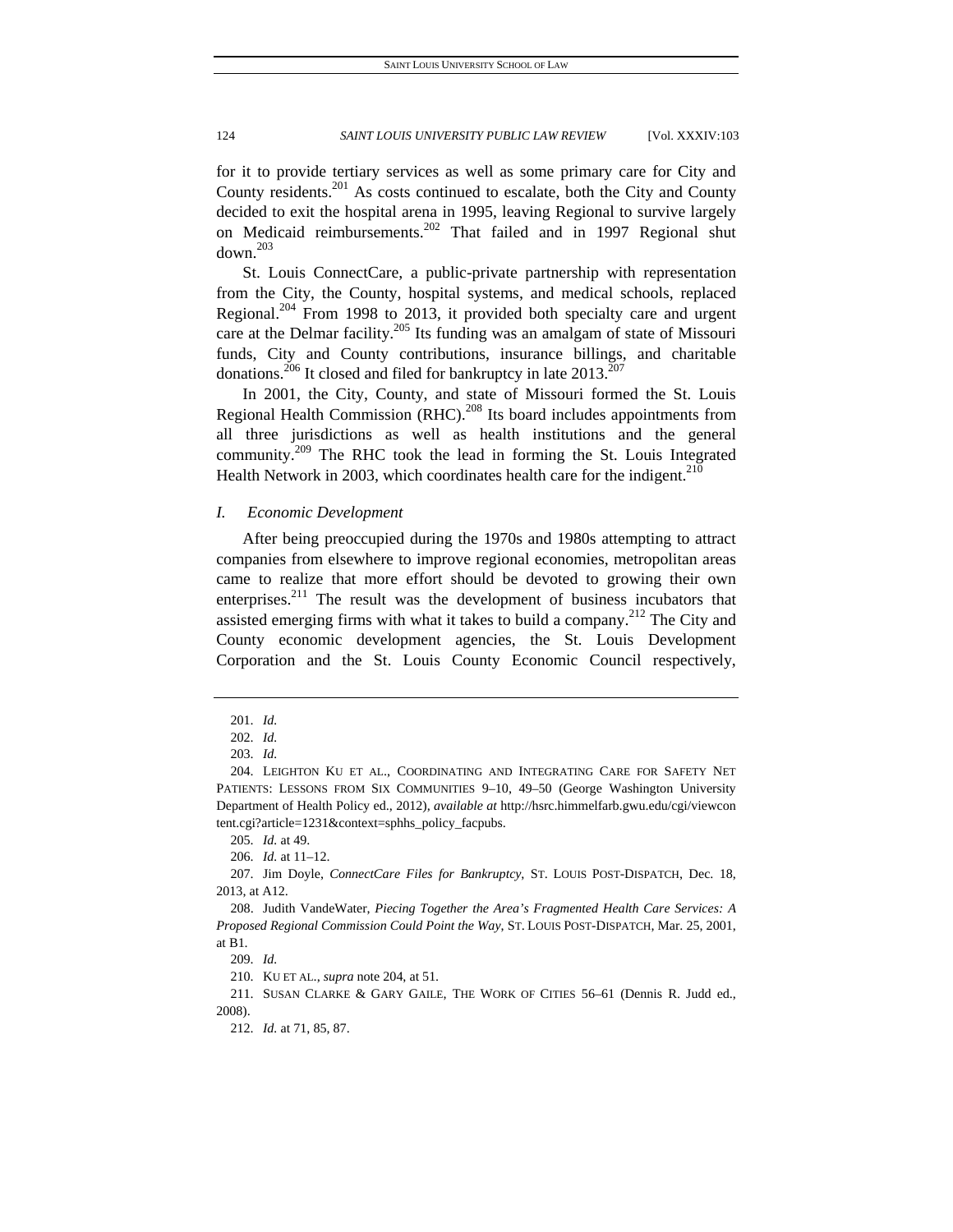for it to provide tertiary services as well as some primary care for City and County residents.[201] As costs continued to escalate, both the City and County decided to exit the hospital arena in 1995, leaving Regional to survive largely on Medicaid reimbursements.[202] That failed and in 1997 Regional shut down.[203]

St. Louis ConnectCare, a public-private partnership with representation from the City, the County, hospital systems, and medical schools, replaced Regional.[204] From 1998 to 2013, it provided both specialty care and urgent care at the Delmar facility.[205] Its funding was an amalgam of state of Missouri funds, City and County contributions, insurance billings, and charitable donations.[206] It closed and filed for bankruptcy in late 2013.[207]

In 2001, the City, County, and state of Missouri formed the St. Louis Regional Health Commission (RHC).[208] Its board includes appointments from all three jurisdictions as well as health institutions and the general community.[209] The RHC took the lead in forming the St. Louis Integrated Health Network in 2003, which coordinates health care for the indigent.[210]

### *I. Economic Development*

After being preoccupied during the 1970s and 1980s attempting to attract companies from elsewhere to improve regional economies, metropolitan areas came to realize that more effort should be devoted to growing their own enterprises.[211] The result was the development of business incubators that assisted emerging firms with what it takes to build a company.[212] The City and County economic development agencies, the St. Louis Development Corporation and the St. Louis County Economic Council respectively,

---

201. *Id.*

202. *Id.*

203. *Id.*

204. LEIGHTON KU ET AL., COORDINATING AND INTEGRATING CARE FOR SAFETY NET PATIENTS: LESSONS FROM SIX COMMUNITIES 9–10, 49–50 (George Washington University Department of Health Policy ed., 2012), *available at* http://hsrc.himmelfarb.gwu.edu/cgi/viewcontent.cgi?article=1231&context=sphhs_policy_facpubs.

205. *Id.* at 49.

206. *Id.* at 11–12.

207. Jim Doyle, *ConnectCare Files for Bankruptcy*, ST. LOUIS POST-DISPATCH, Dec. 18, 2013, at A12.

208. Judith VandeWater, *Piecing Together the Area's Fragmented Health Care Services: A Proposed Regional Commission Could Point the Way*, ST. LOUIS POST-DISPATCH, Mar. 25, 2001, at B1.

209. *Id.*

210. KU ET AL., *supra* note 204, at 51.

211. SUSAN CLARKE & GARY GAILE, THE WORK OF CITIES 56–61 (Dennis R. Judd ed., 2008).

212. *Id.* at 71, 85, 87.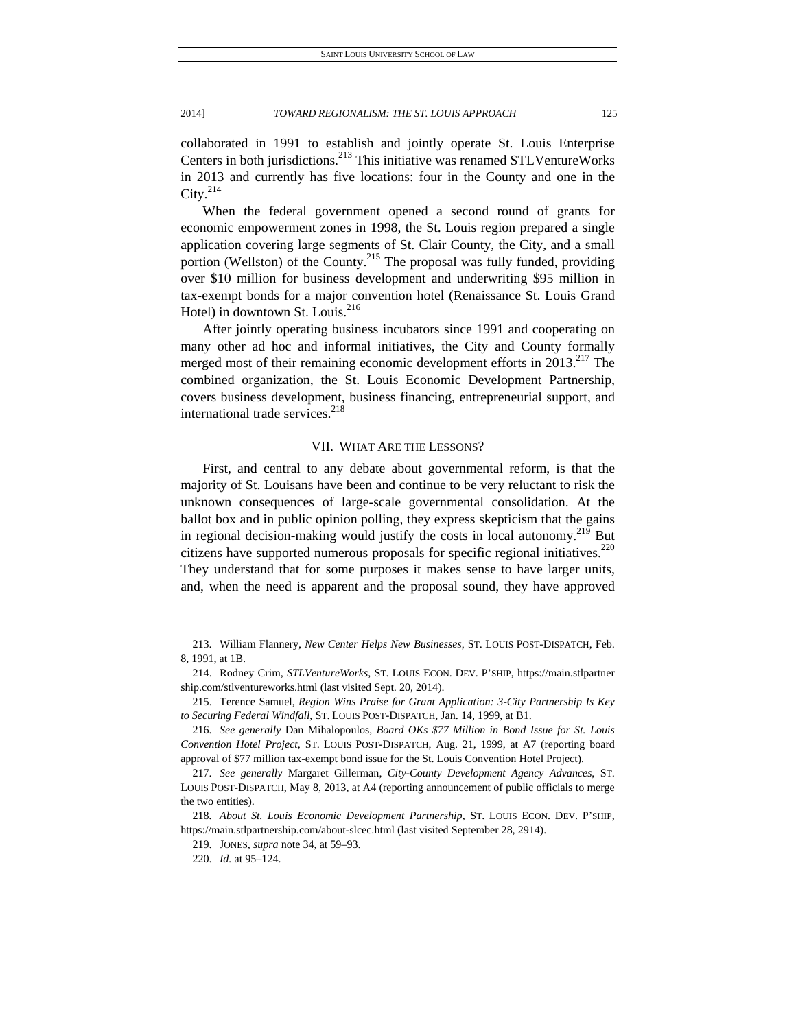collaborated in 1991 to establish and jointly operate St. Louis Enterprise Centers in both jurisdictions.[213] This initiative was renamed STLVentureWorks in 2013 and currently has five locations: four in the County and one in the City.[214]

When the federal government opened a second round of grants for economic empowerment zones in 1998, the St. Louis region prepared a single application covering large segments of St. Clair County, the City, and a small portion (Wellston) of the County.[215] The proposal was fully funded, providing over $10 million for business development and underwriting $95 million in tax-exempt bonds for a major convention hotel (Renaissance St. Louis Grand Hotel) in downtown St. Louis.[216]

After jointly operating business incubators since 1991 and cooperating on many other ad hoc and informal initiatives, the City and County formally merged most of their remaining economic development efforts in 2013.[217] The combined organization, the St. Louis Economic Development Partnership, covers business development, business financing, entrepreneurial support, and international trade services.[218]

## VII. WHAT ARE THE LESSONS?

First, and central to any debate about governmental reform, is that the majority of St. Louisans have been and continue to be very reluctant to risk the unknown consequences of large-scale governmental consolidation. At the ballot box and in public opinion polling, they express skepticism that the gains in regional decision-making would justify the costs in local autonomy.[219] But citizens have supported numerous proposals for specific regional initiatives.[220] They understand that for some purposes it makes sense to have larger units, and, when the need is apparent and the proposal sound, they have approved

---

213. William Flannery, *New Center Helps New Businesses*, ST. LOUIS POST-DISPATCH, Feb. 8, 1991, at 1B.

214. Rodney Crim, *STLVentureWorks*, ST. LOUIS ECON. DEV. P'SHIP, https://main.stlpartnership.com/stlventureworks.html (last visited Sept. 20, 2014).

215. Terence Samuel, *Region Wins Praise for Grant Application: 3-City Partnership Is Key to Securing Federal Windfall*, ST. LOUIS POST-DISPATCH, Jan. 14, 1999, at B1.

216. *See generally* Dan Mihalopoulos, *Board OKs $77 Million in Bond Issue for St. Louis Convention Hotel Project*, ST. LOUIS POST-DISPATCH, Aug. 21, 1999, at A7 (reporting board approval of $77 million tax-exempt bond issue for the St. Louis Convention Hotel Project).

217. *See generally* Margaret Gillerman, *City-County Development Agency Advances*, ST. LOUIS POST-DISPATCH, May 8, 2013, at A4 (reporting announcement of public officials to merge the two entities).

218. *About St. Louis Economic Development Partnership*, ST. LOUIS ECON. DEV. P'SHIP, https://main.stlpartnership.com/about-slcec.html (last visited September 28, 2914).

219. JONES, *supra* note 34, at 59–93.

220. *Id.* at 95–124.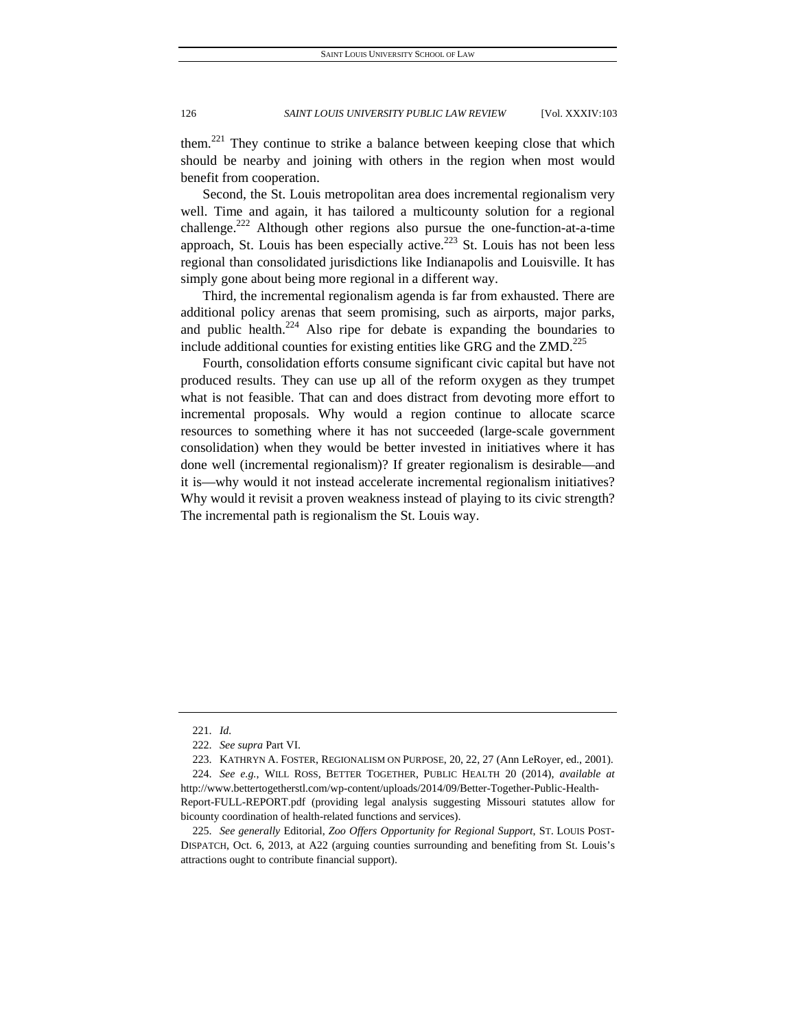them.[221] They continue to strike a balance between keeping close that which should be nearby and joining with others in the region when most would benefit from cooperation.

Second, the St. Louis metropolitan area does incremental regionalism very well. Time and again, it has tailored a multicounty solution for a regional challenge.[222] Although other regions also pursue the one-function-at-a-time approach, St. Louis has been especially active.[223] St. Louis has not been less regional than consolidated jurisdictions like Indianapolis and Louisville. It has simply gone about being more regional in a different way.

Third, the incremental regionalism agenda is far from exhausted. There are additional policy arenas that seem promising, such as airports, major parks, and public health.[224] Also ripe for debate is expanding the boundaries to include additional counties for existing entities like GRG and the ZMD.[225]

Fourth, consolidation efforts consume significant civic capital but have not produced results. They can use up all of the reform oxygen as they trumpet what is not feasible. That can and does distract from devoting more effort to incremental proposals. Why would a region continue to allocate scarce resources to something where it has not succeeded (large-scale government consolidation) when they would be better invested in initiatives where it has done well (incremental regionalism)? If greater regionalism is desirable—and it is—why would it not instead accelerate incremental regionalism initiatives? Why would it revisit a proven weakness instead of playing to its civic strength? The incremental path is regionalism the St. Louis way.

---

221. *Id.*

222. *See supra* Part VI.

223. KATHRYN A. FOSTER, REGIONALISM ON PURPOSE, 20, 22, 27 (Ann LeRoyer, ed., 2001).

224. *See e.g.*, WILL ROSS, BETTER TOGETHER, PUBLIC HEALTH 20 (2014), *available at* http://www.bettertogetherstl.com/wp-content/uploads/2014/09/Better-Together-Public-Health-Report-FULL-REPORT.pdf (providing legal analysis suggesting Missouri statutes allow for bicounty coordination of health-related functions and services).

225. *See generally* Editorial, *Zoo Offers Opportunity for Regional Support*, ST. LOUIS POST-DISPATCH, Oct. 6, 2013, at A22 (arguing counties surrounding and benefiting from St. Louis's attractions ought to contribute financial support).